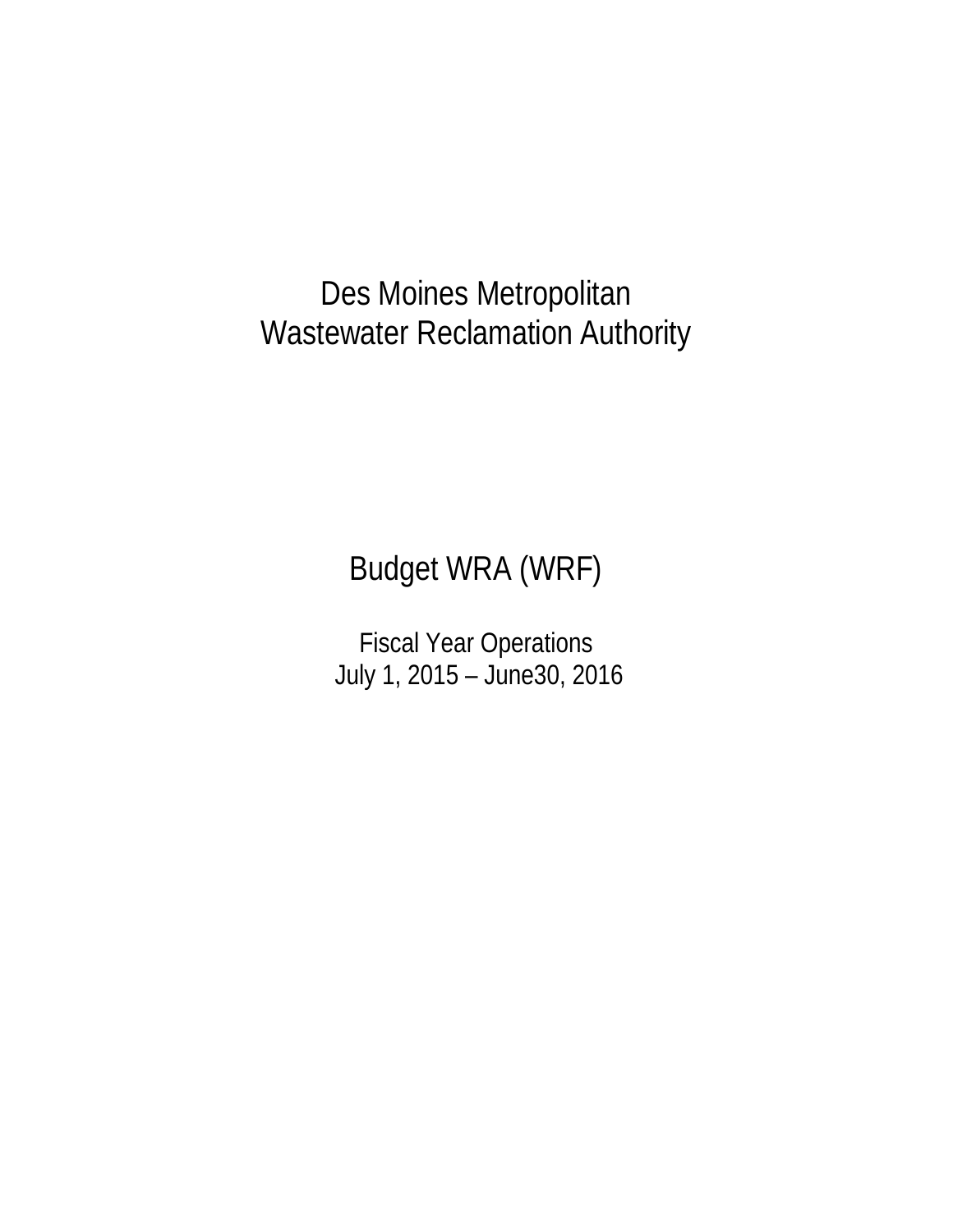# Des Moines Metropolitan Wastewater Reclamation Authority

## Budget WRA (WRF)

Fiscal Year Operations
July 1, 2015 – June30, 2016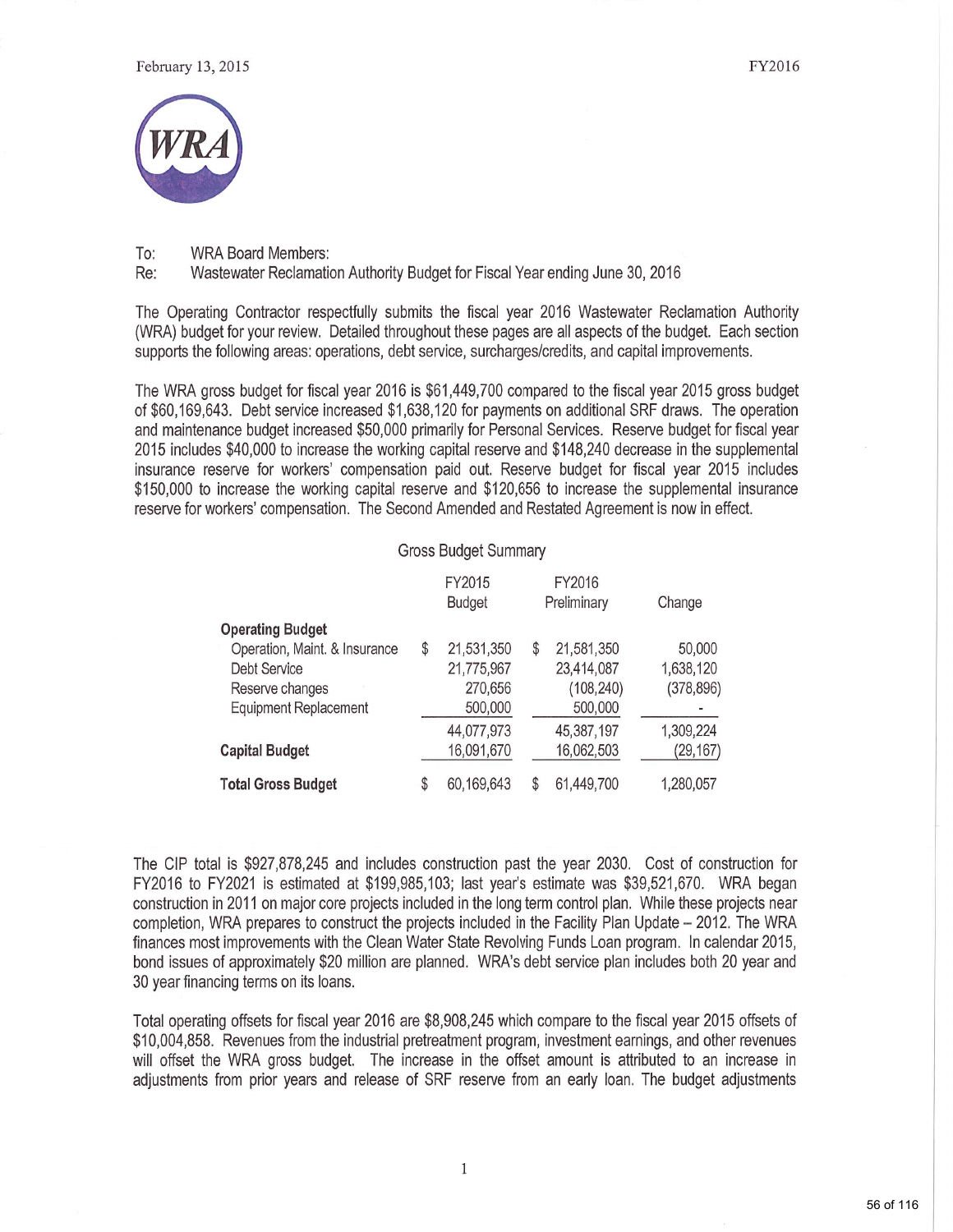February 13, 2015 FY2016

WRA

To: WRA Board Members:
Re: Wastewater Reclamation Authority Budget for Fiscal Year ending June 30, 2016

The Operating Contractor respectfully submits the fiscal year 2016 Wastewater Reclamation Authority (WRA) budget for your review. Detailed throughout these pages are all aspects of the budget. Each section supports the following areas: operations, debt service, surcharges/credits, and capital improvements.

The WRA gross budget for fiscal year 2016 is $61,449,700 compared to the fiscal year 2015 gross budget of $60,169,643. Debt service increased $1,638,120 for payments on additional SRF draws. The operation and maintenance budget increased $50,000 primarily for Personal Services. Reserve budget for fiscal year 2015 includes $40,000 to increase the working capital reserve and $148,240 decrease in the supplemental insurance reserve for workers' compensation paid out. Reserve budget for fiscal year 2015 includes $150,000 to increase the working capital reserve and $120,656 to increase the supplemental insurance reserve for workers' compensation. The Second Amended and Restated Agreement is now in effect.

Gross Budget Summary

| | FY2015 Budget | FY2016 Preliminary | Change |
|---|---|---|---|
| **Operating Budget** | | | |
| Operation, Maint. & Insurance | $ 21,531,350 | $ 21,581,350 | 50,000 |
| Debt Service | 21,775,967 | 23,414,087 | 1,638,120 |
| Reserve changes | 270,656 | (108,240) | (378,896) |
| Equipment Replacement | 500,000 | 500,000 | - |
| | 44,077,973 | 45,387,197 | 1,309,224 |
| **Capital Budget** | 16,091,670 | 16,062,503 | (29,167) |
| **Total Gross Budget** | $ 60,169,643 | $ 61,449,700 | 1,280,057 |

The CIP total is $927,878,245 and includes construction past the year 2030. Cost of construction for FY2016 to FY2021 is estimated at $199,985,103; last year's estimate was $39,521,670. WRA began construction in 2011 on major core projects included in the long term control plan. While these projects near completion, WRA prepares to construct the projects included in the Facility Plan Update – 2012. The WRA finances most improvements with the Clean Water State Revolving Funds Loan program. In calendar 2015, bond issues of approximately $20 million are planned. WRA's debt service plan includes both 20 year and 30 year financing terms on its loans.

Total operating offsets for fiscal year 2016 are $8,908,245 which compare to the fiscal year 2015 offsets of $10,004,858. Revenues from the industrial pretreatment program, investment earnings, and other revenues will offset the WRA gross budget. The increase in the offset amount is attributed to an increase in adjustments from prior years and release of SRF reserve from an early loan. The budget adjustments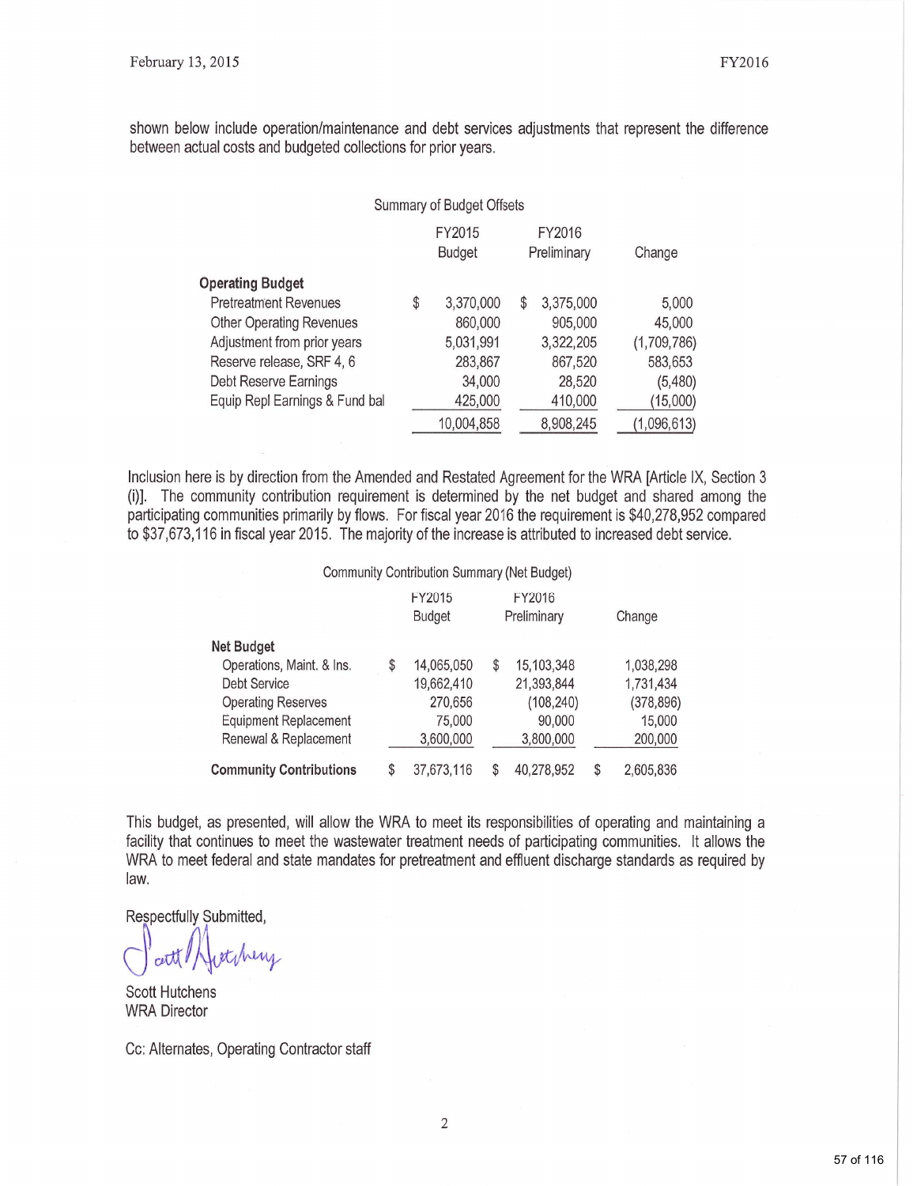shown below include operation/maintenance and debt services adjustments that represent the difference between actual costs and budgeted collections for prior years.

Summary of Budget Offsets

| | FY2015 Budget | FY2016 Preliminary | Change |
|---|---|---|---|
| **Operating Budget** | | | |
| Pretreatment Revenues | $ 3,370,000 | $ 3,375,000 | 5,000 |
| Other Operating Revenues | 860,000 | 905,000 | 45,000 |
| Adjustment from prior years | 5,031,991 | 3,322,205 | (1,709,786) |
| Reserve release, SRF 4, 6 | 283,867 | 867,520 | 583,653 |
| Debt Reserve Earnings | 34,000 | 28,520 | (5,480) |
| Equip Repl Earnings & Fund bal | 425,000 | 410,000 | (15,000) |
| | 10,004,858 | 8,908,245 | (1,096,613) |

Inclusion here is by direction from the Amended and Restated Agreement for the WRA [Article IX, Section 3 (i)]. The community contribution requirement is determined by the net budget and shared among the participating communities primarily by flows. For fiscal year 2016 the requirement is $40,278,952 compared to $37,673,116 in fiscal year 2015. The majority of the increase is attributed to increased debt service.

Community Contribution Summary (Net Budget)

| | FY2015 Budget | FY2016 Preliminary | Change |
|---|---|---|---|
| **Net Budget** | | | |
| Operations, Maint. & Ins. | $ 14,065,050 | $ 15,103,348 | 1,038,298 |
| Debt Service | 19,662,410 | 21,393,844 | 1,731,434 |
| Operating Reserves | 270,656 | (108,240) | (378,896) |
| Equipment Replacement | 75,000 | 90,000 | 15,000 |
| Renewal & Replacement | 3,600,000 | 3,800,000 | 200,000 |
| **Community Contributions** | $ 37,673,116 | $ 40,278,952 | $ 2,605,836 |

This budget, as presented, will allow the WRA to meet its responsibilities of operating and maintaining a facility that continues to meet the wastewater treatment needs of participating communities. It allows the WRA to meet federal and state mandates for pretreatment and effluent discharge standards as required by law.

Respectfully Submitted,

Scott Hutchens
WRA Director

Cc: Alternates, Operating Contractor staff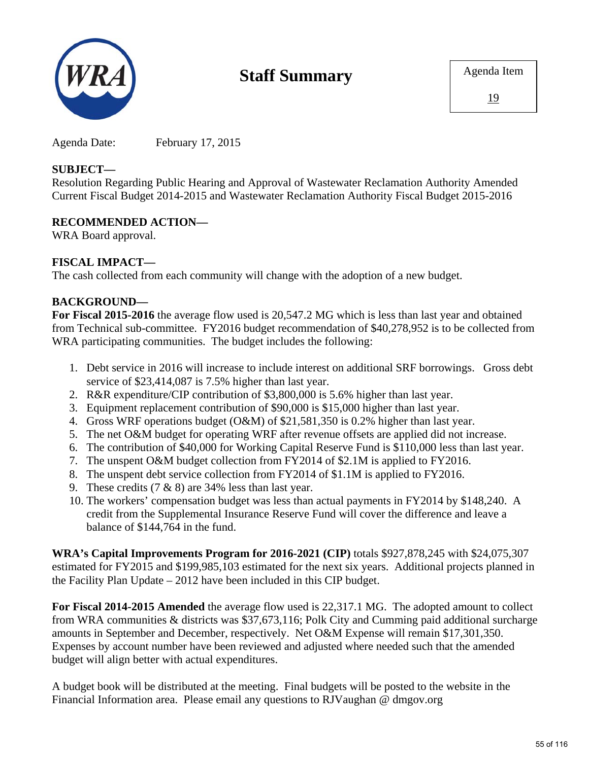# Staff Summary

Agenda Item

19

Agenda Date: February 17, 2015

**SUBJECT—**
Resolution Regarding Public Hearing and Approval of Wastewater Reclamation Authority Amended Current Fiscal Budget 2014-2015 and Wastewater Reclamation Authority Fiscal Budget 2015-2016

**RECOMMENDED ACTION—**
WRA Board approval.

**FISCAL IMPACT—**
The cash collected from each community will change with the adoption of a new budget.

**BACKGROUND—**
**For Fiscal 2015-2016** the average flow used is 20,547.2 MG which is less than last year and obtained from Technical sub-committee. FY2016 budget recommendation of $40,278,952 is to be collected from WRA participating communities. The budget includes the following:

1. Debt service in 2016 will increase to include interest on additional SRF borrowings. Gross debt service of $23,414,087 is 7.5% higher than last year.
2. R&R expenditure/CIP contribution of $3,800,000 is 5.6% higher than last year.
3. Equipment replacement contribution of $90,000 is $15,000 higher than last year.
4. Gross WRF operations budget (O&M) of $21,581,350 is 0.2% higher than last year.
5. The net O&M budget for operating WRF after revenue offsets are applied did not increase.
6. The contribution of $40,000 for Working Capital Reserve Fund is $110,000 less than last year.
7. The unspent O&M budget collection from FY2014 of $2.1M is applied to FY2016.
8. The unspent debt service collection from FY2014 of $1.1M is applied to FY2016.
9. These credits (7 & 8) are 34% less than last year.
10. The workers' compensation budget was less than actual payments in FY2014 by $148,240. A credit from the Supplemental Insurance Reserve Fund will cover the difference and leave a balance of $144,764 in the fund.

**WRA's Capital Improvements Program for 2016-2021 (CIP)** totals $927,878,245 with $24,075,307 estimated for FY2015 and $199,985,103 estimated for the next six years. Additional projects planned in the Facility Plan Update – 2012 have been included in this CIP budget.

**For Fiscal 2014-2015 Amended** the average flow used is 22,317.1 MG. The adopted amount to collect from WRA communities & districts was $37,673,116; Polk City and Cumming paid additional surcharge amounts in September and December, respectively. Net O&M Expense will remain $17,301,350. Expenses by account number have been reviewed and adjusted where needed such that the amended budget will align better with actual expenditures.

A budget book will be distributed at the meeting. Final budgets will be posted to the website in the Financial Information area. Please email any questions to RJVaughan @ dmgov.org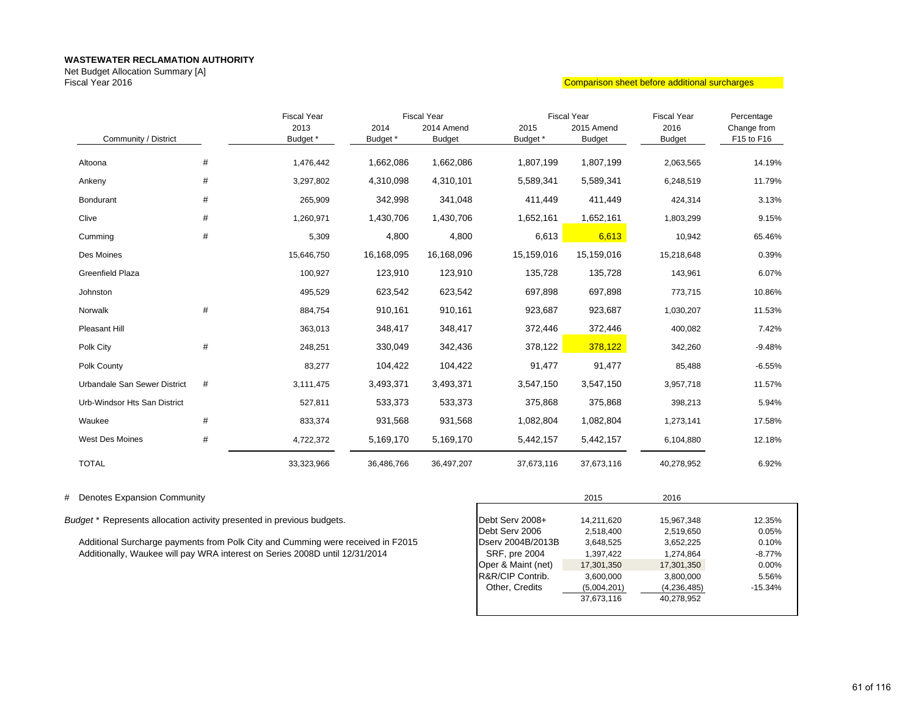**WASTEWATER RECLAMATION AUTHORITY**
Net Budget Allocation Summary [A]
Fiscal Year 2016

Comparison sheet before additional surcharges

| Community / District | | Fiscal Year 2013 Budget * | Fiscal Year 2014 Budget * | Fiscal Year 2014 Amend Budget | Fiscal Year 2015 Budget * | Fiscal Year 2015 Amend Budget | Fiscal Year 2016 Budget | Percentage Change from F15 to F16 |
|---|---|---|---|---|---|---|---|---|
| Altoona | # | 1,476,442 | 1,662,086 | 1,662,086 | 1,807,199 | 1,807,199 | 2,063,565 | 14.19% |
| Ankeny | # | 3,297,802 | 4,310,098 | 4,310,101 | 5,589,341 | 5,589,341 | 6,248,519 | 11.79% |
| Bondurant | # | 265,909 | 342,998 | 341,048 | 411,449 | 411,449 | 424,314 | 3.13% |
| Clive | # | 1,260,971 | 1,430,706 | 1,430,706 | 1,652,161 | 1,652,161 | 1,803,299 | 9.15% |
| Cumming | # | 5,309 | 4,800 | 4,800 | 6,613 | 6,613 | 10,942 | 65.46% |
| Des Moines | | 15,646,750 | 16,168,095 | 16,168,096 | 15,159,016 | 15,159,016 | 15,218,648 | 0.39% |
| Greenfield Plaza | | 100,927 | 123,910 | 123,910 | 135,728 | 135,728 | 143,961 | 6.07% |
| Johnston | | 495,529 | 623,542 | 623,542 | 697,898 | 697,898 | 773,715 | 10.86% |
| Norwalk | # | 884,754 | 910,161 | 910,161 | 923,687 | 923,687 | 1,030,207 | 11.53% |
| Pleasant Hill | | 363,013 | 348,417 | 348,417 | 372,446 | 372,446 | 400,082 | 7.42% |
| Polk City | # | 248,251 | 330,049 | 342,436 | 378,122 | 378,122 | 342,260 | -9.48% |
| Polk County | | 83,277 | 104,422 | 104,422 | 91,477 | 91,477 | 85,488 | -6.55% |
| Urbandale San Sewer District | # | 3,111,475 | 3,493,371 | 3,493,371 | 3,547,150 | 3,547,150 | 3,957,718 | 11.57% |
| Urb-Windsor Hts San District | | 527,811 | 533,373 | 533,373 | 375,868 | 375,868 | 398,213 | 5.94% |
| Waukee | # | 833,374 | 931,568 | 931,568 | 1,082,804 | 1,082,804 | 1,273,141 | 17.58% |
| West Des Moines | # | 4,722,372 | 5,169,170 | 5,169,170 | 5,442,157 | 5,442,157 | 6,104,880 | 12.18% |
| TOTAL | | 33,323,966 | 36,486,766 | 36,497,207 | 37,673,116 | 37,673,116 | 40,278,952 | 6.92% |

\# Denotes Expansion Community

*Budget* * Represents allocation activity presented in previous budgets.

Additional Surcharge payments from Polk City and Cumming were received in F2015
Additionally, Waukee will pay WRA interest on Series 2008D until 12/31/2014

| | 2015 | 2016 | |
|---|---|---|---|
| Debt Serv 2008+ | 14,211,620 | 15,967,348 | 12.35% |
| Debt Serv 2006 | 2,518,400 | 2,519,650 | 0.05% |
| Dserv 2004B/2013B | 3,648,525 | 3,652,225 | 0.10% |
| SRF, pre 2004 | 1,397,422 | 1,274,864 | -8.77% |
| Oper & Maint (net) | 17,301,350 | 17,301,350 | 0.00% |
| R&R/CIP Contrib. | 3,600,000 | 3,800,000 | 5.56% |
| Other, Credits | (5,004,201) | (4,236,485) | -15.34% |
| | 37,673,116 | 40,278,952 | |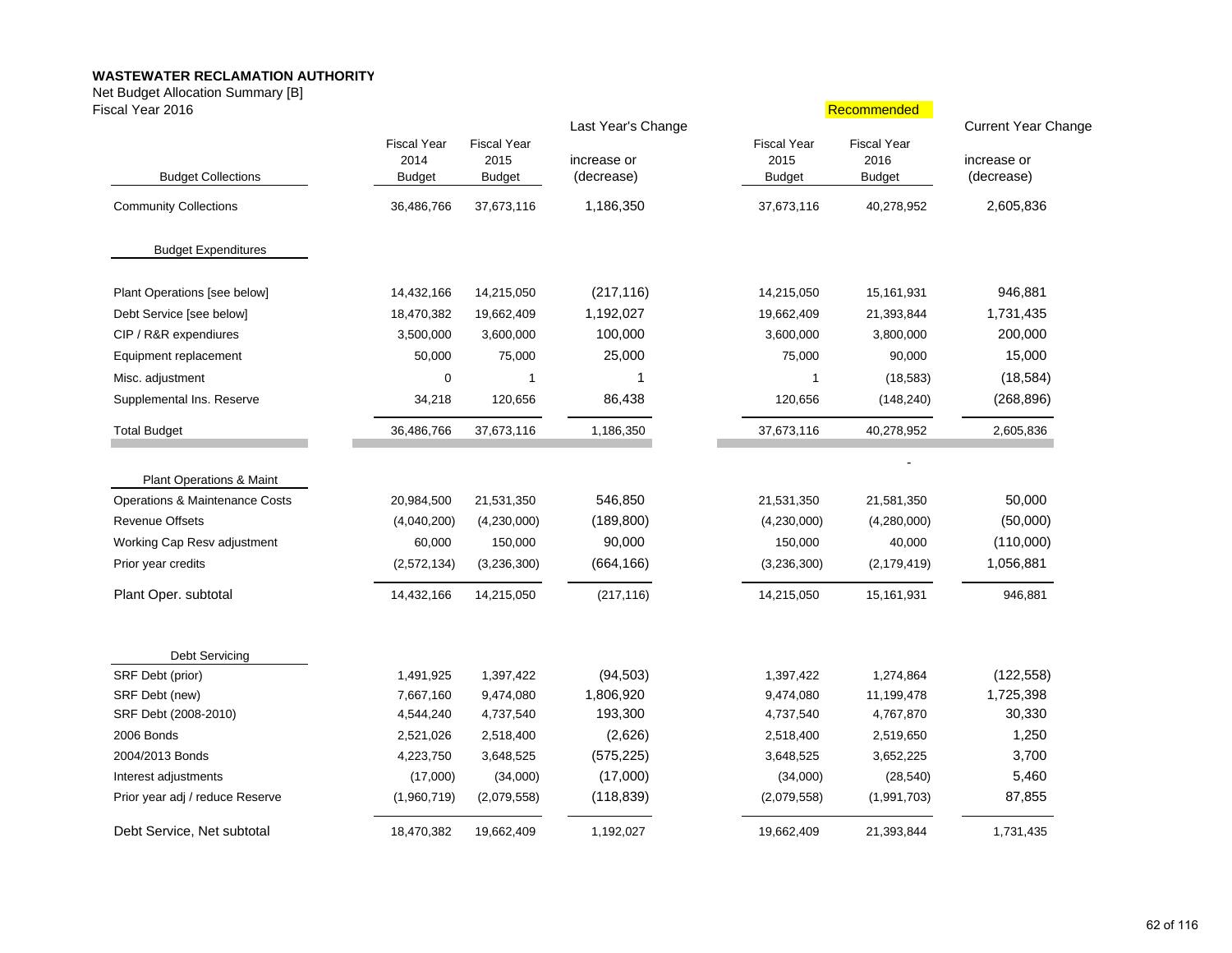**WASTEWATER RECLAMATION AUTHORITY**
Net Budget Allocation Summary [B]
Fiscal Year 2016

| | | | Last Year's Change | | Recommended | Current Year Change |
|---|---|---|---|---|---|---|
| Budget Collections | Fiscal Year 2014 Budget | Fiscal Year 2015 Budget | increase or (decrease) | Fiscal Year 2015 Budget | Fiscal Year 2016 Budget | increase or (decrease) |
| Community Collections | 36,486,766 | 37,673,116 | 1,186,350 | 37,673,116 | 40,278,952 | 2,605,836 |
| **Budget Expenditures** | | | | | | |
| Plant Operations [see below] | 14,432,166 | 14,215,050 | (217,116) | 14,215,050 | 15,161,931 | 946,881 |
| Debt Service [see below] | 18,470,382 | 19,662,409 | 1,192,027 | 19,662,409 | 21,393,844 | 1,731,435 |
| CIP / R&R expendiures | 3,500,000 | 3,600,000 | 100,000 | 3,600,000 | 3,800,000 | 200,000 |
| Equipment replacement | 50,000 | 75,000 | 25,000 | 75,000 | 90,000 | 15,000 |
| Misc. adjustment | 0 | 1 | 1 | 1 | (18,583) | (18,584) |
| Supplemental Ins. Reserve | 34,218 | 120,656 | 86,438 | 120,656 | (148,240) | (268,896) |
| Total Budget | 36,486,766 | 37,673,116 | 1,186,350 | 37,673,116 | 40,278,952 | 2,605,836 |
| | | | | | - | |
| **Plant Operations & Maint** | | | | | | |
| Operations & Maintenance Costs | 20,984,500 | 21,531,350 | 546,850 | 21,531,350 | 21,581,350 | 50,000 |
| Revenue Offsets | (4,040,200) | (4,230,000) | (189,800) | (4,230,000) | (4,280,000) | (50,000) |
| Working Cap Resv adjustment | 60,000 | 150,000 | 90,000 | 150,000 | 40,000 | (110,000) |
| Prior year credits | (2,572,134) | (3,236,300) | (664,166) | (3,236,300) | (2,179,419) | 1,056,881 |
| Plant Oper. subtotal | 14,432,166 | 14,215,050 | (217,116) | 14,215,050 | 15,161,931 | 946,881 |
| **Debt Servicing** | | | | | | |
| SRF Debt (prior) | 1,491,925 | 1,397,422 | (94,503) | 1,397,422 | 1,274,864 | (122,558) |
| SRF Debt (new) | 7,667,160 | 9,474,080 | 1,806,920 | 9,474,080 | 11,199,478 | 1,725,398 |
| SRF Debt (2008-2010) | 4,544,240 | 4,737,540 | 193,300 | 4,737,540 | 4,767,870 | 30,330 |
| 2006 Bonds | 2,521,026 | 2,518,400 | (2,626) | 2,518,400 | 2,519,650 | 1,250 |
| 2004/2013 Bonds | 4,223,750 | 3,648,525 | (575,225) | 3,648,525 | 3,652,225 | 3,700 |
| Interest adjustments | (17,000) | (34,000) | (17,000) | (34,000) | (28,540) | 5,460 |
| Prior year adj / reduce Reserve | (1,960,719) | (2,079,558) | (118,839) | (2,079,558) | (1,991,703) | 87,855 |
| Debt Service, Net subtotal | 18,470,382 | 19,662,409 | 1,192,027 | 19,662,409 | 21,393,844 | 1,731,435 |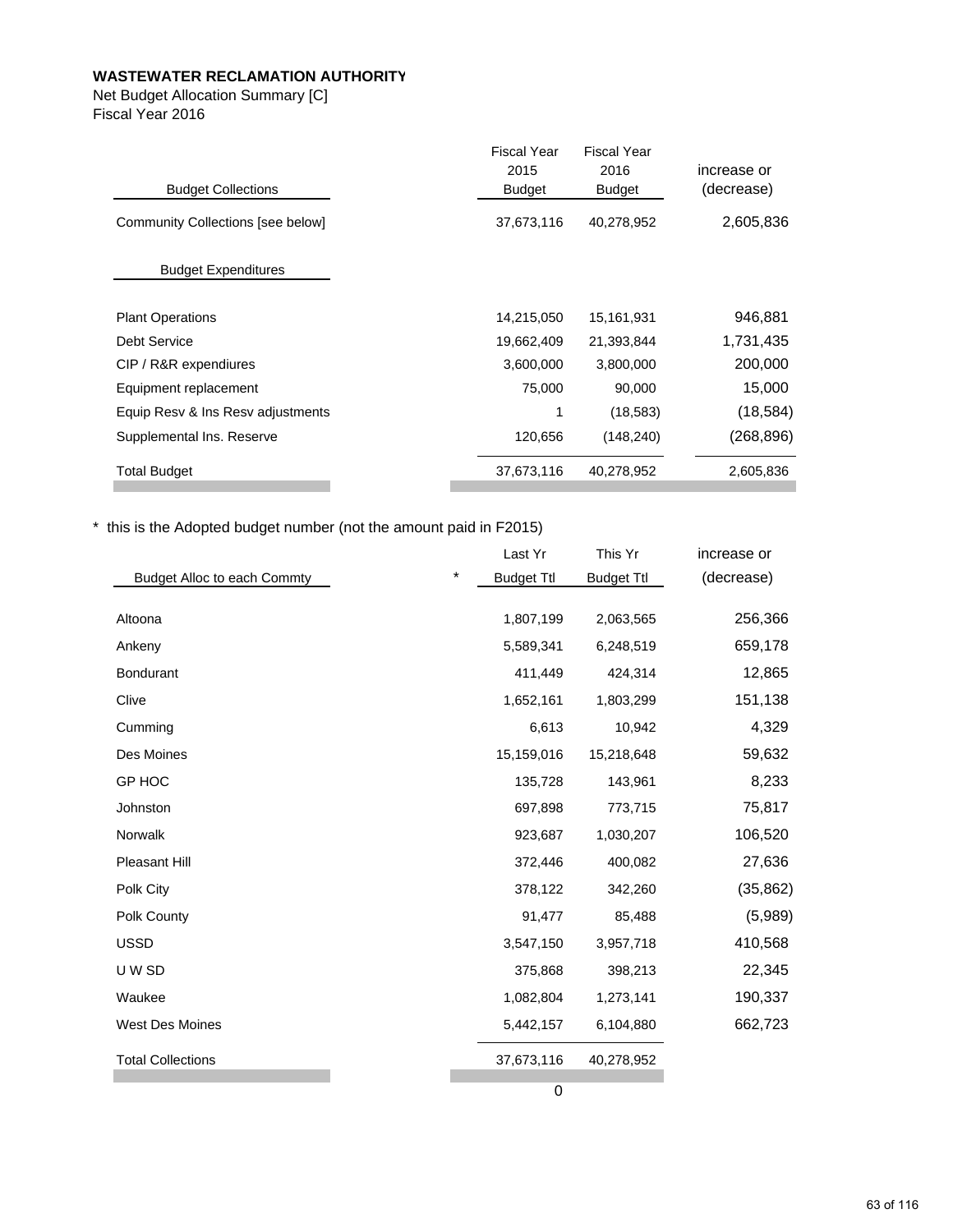**WASTEWATER RECLAMATION AUTHORITY**

Net Budget Allocation Summary [C]

Fiscal Year 2016

| Budget Collections | Fiscal Year 2015 Budget | Fiscal Year 2016 Budget | increase or (decrease) |
|---|---|---|---|
| Community Collections [see below] | 37,673,116 | 40,278,952 | 2,605,836 |
| **Budget Expenditures** | | | |
| Plant Operations | 14,215,050 | 15,161,931 | 946,881 |
| Debt Service | 19,662,409 | 21,393,844 | 1,731,435 |
| CIP / R&R expendiures | 3,600,000 | 3,800,000 | 200,000 |
| Equipment replacement | 75,000 | 90,000 | 15,000 |
| Equip Resv & Ins Resv adjustments | 1 | (18,583) | (18,584) |
| Supplemental Ins. Reserve | 120,656 | (148,240) | (268,896) |
| Total Budget | 37,673,116 | 40,278,952 | 2,605,836 |

* this is the Adopted budget number (not the amount paid in F2015)

| Budget Alloc to each Commty | * Last Yr Budget Ttl | This Yr Budget Ttl | increase or (decrease) |
|---|---|---|---|
| Altoona | 1,807,199 | 2,063,565 | 256,366 |
| Ankeny | 5,589,341 | 6,248,519 | 659,178 |
| Bondurant | 411,449 | 424,314 | 12,865 |
| Clive | 1,652,161 | 1,803,299 | 151,138 |
| Cumming | 6,613 | 10,942 | 4,329 |
| Des Moines | 15,159,016 | 15,218,648 | 59,632 |
| GP HOC | 135,728 | 143,961 | 8,233 |
| Johnston | 697,898 | 773,715 | 75,817 |
| Norwalk | 923,687 | 1,030,207 | 106,520 |
| Pleasant Hill | 372,446 | 400,082 | 27,636 |
| Polk City | 378,122 | 342,260 | (35,862) |
| Polk County | 91,477 | 85,488 | (5,989) |
| USSD | 3,547,150 | 3,957,718 | 410,568 |
| U W SD | 375,868 | 398,213 | 22,345 |
| Waukee | 1,082,804 | 1,273,141 | 190,337 |
| West Des Moines | 5,442,157 | 6,104,880 | 662,723 |
| Total Collections | 37,673,116 | 40,278,952 | |
| | 0 | | |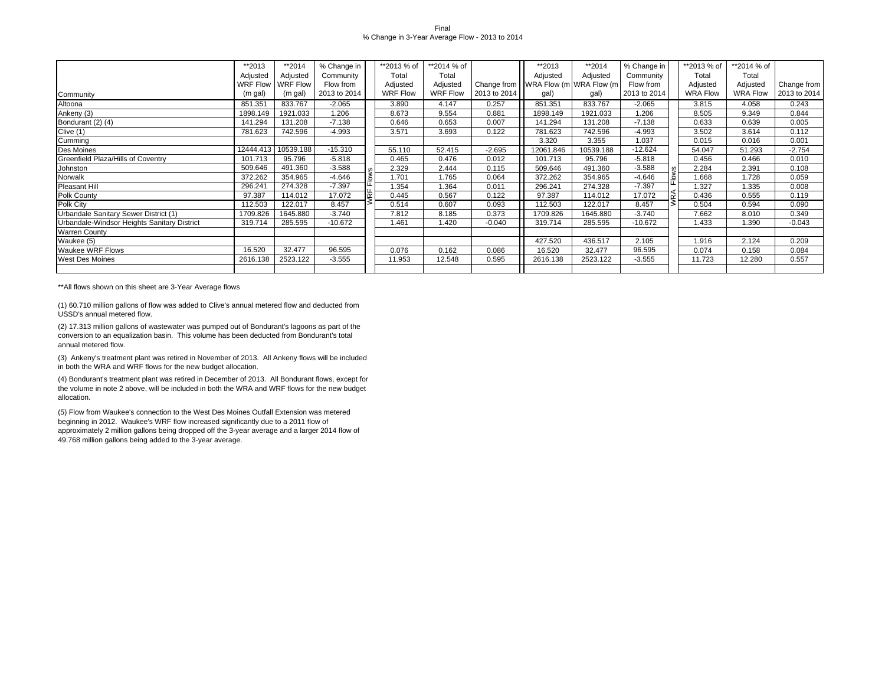Final
% Change in 3-Year Average Flow - 2013 to 2014

| Community | **2013 Adjusted WRF Flow (m gal) | **2014 Adjusted WRF Flow (m gal) | % Change in Community Flow from 2013 to 2014 | | **2013 % of Total Adjusted WRF Flow | **2014 % of Total Adjusted WRF Flow | Change from 2013 to 2014 | **2013 Adjusted WRA Flow (m gal) | **2014 Adjusted WRA Flow (m gal) | % Change in Community Flow from 2013 to 2014 | | **2013 % of Total Adjusted WRA Flow | **2014 % of Total Adjusted WRA Flow | Change from 2013 to 2014 |
|---|---|---|---|---|---|---|---|---|---|---|---|---|---|---|
| Altoona | 851.351 | 833.767 | -2.065 | WRF Flows | 3.890 | 4.147 | 0.257 | 851.351 | 833.767 | -2.065 | WRA Flows | 3.815 | 4.058 | 0.243 |
| Ankeny (3) | 1898.149 | 1921.033 | 1.206 | | 8.673 | 9.554 | 0.881 | 1898.149 | 1921.033 | 1.206 | | 8.505 | 9.349 | 0.844 |
| Bondurant (2) (4) | 141.294 | 131.208 | -7.138 | | 0.646 | 0.653 | 0.007 | 141.294 | 131.208 | -7.138 | | 0.633 | 0.639 | 0.005 |
| Clive (1) | 781.623 | 742.596 | -4.993 | | 3.571 | 3.693 | 0.122 | 781.623 | 742.596 | -4.993 | | 3.502 | 3.614 | 0.112 |
| Cumming | | | | | | | | 3.320 | 3.355 | 1.037 | | 0.015 | 0.016 | 0.001 |
| Des Moines | 12444.413 | 10539.188 | -15.310 | | 55.110 | 52.415 | -2.695 | 12061.846 | 10539.188 | -12.624 | | 54.047 | 51.293 | -2.754 |
| Greenfield Plaza/Hills of Coventry | 101.713 | 95.796 | -5.818 | | 0.465 | 0.476 | 0.012 | 101.713 | 95.796 | -5.818 | | 0.456 | 0.466 | 0.010 |
| Johnston | 509.646 | 491.360 | -3.588 | | 2.329 | 2.444 | 0.115 | 509.646 | 491.360 | -3.588 | | 2.284 | 2.391 | 0.108 |
| Norwalk | 372.262 | 354.965 | -4.646 | | 1.701 | 1.765 | 0.064 | 372.262 | 354.965 | -4.646 | | 1.668 | 1.728 | 0.059 |
| Pleasant Hill | 296.241 | 274.328 | -7.397 | | 1.354 | 1.364 | 0.011 | 296.241 | 274.328 | -7.397 | | 1.327 | 1.335 | 0.008 |
| Polk County | 97.387 | 114.012 | 17.072 | | 0.445 | 0.567 | 0.122 | 97.387 | 114.012 | 17.072 | | 0.436 | 0.555 | 0.119 |
| Polk City | 112.503 | 122.017 | 8.457 | | 0.514 | 0.607 | 0.093 | 112.503 | 122.017 | 8.457 | | 0.504 | 0.594 | 0.090 |
| Urbandale Sanitary Sewer District (1) | 1709.826 | 1645.880 | -3.740 | | 7.812 | 8.185 | 0.373 | 1709.826 | 1645.880 | -3.740 | | 7.662 | 8.010 | 0.349 |
| Urbandale-Windsor Heights Sanitary District | 319.714 | 285.595 | -10.672 | | 1.461 | 1.420 | -0.040 | 319.714 | 285.595 | -10.672 | | 1.433 | 1.390 | -0.043 |
| Warren County | | | | | | | | | | | | | | |
| Waukee (5) | | | | | | | | 427.520 | 436.517 | 2.105 | | 1.916 | 2.124 | 0.209 |
| Waukee WRF Flows | 16.520 | 32.477 | 96.595 | | 0.076 | 0.162 | 0.086 | 16.520 | 32.477 | 96.595 | | 0.074 | 0.158 | 0.084 |
| West Des Moines | 2616.138 | 2523.122 | -3.555 | | 11.953 | 12.548 | 0.595 | 2616.138 | 2523.122 | -3.555 | | 11.723 | 12.280 | 0.557 |

**All flows shown on this sheet are 3-Year Average flows

(1) 60.710 million gallons of flow was added to Clive's annual metered flow and deducted from USSD's annual metered flow.

(2) 17.313 million gallons of wastewater was pumped out of Bondurant's lagoons as part of the conversion to an equalization basin. This volume has been deducted from Bondurant's total annual metered flow.

(3) Ankeny's treatment plant was retired in November of 2013. All Ankeny flows will be included in both the WRA and WRF flows for the new budget allocation.

(4) Bondurant's treatment plant was retired in December of 2013. All Bondurant flows, except for the volume in note 2 above, will be included in both the WRA and WRF flows for the new budget allocation.

(5) Flow from Waukee's connection to the West Des Moines Outfall Extension was metered beginning in 2012. Waukee's WRF flow increased significantly due to a 2011 flow of approximately 2 million gallons being dropped off the 3-year average and a larger 2014 flow of 49.768 million gallons being added to the 3-year average.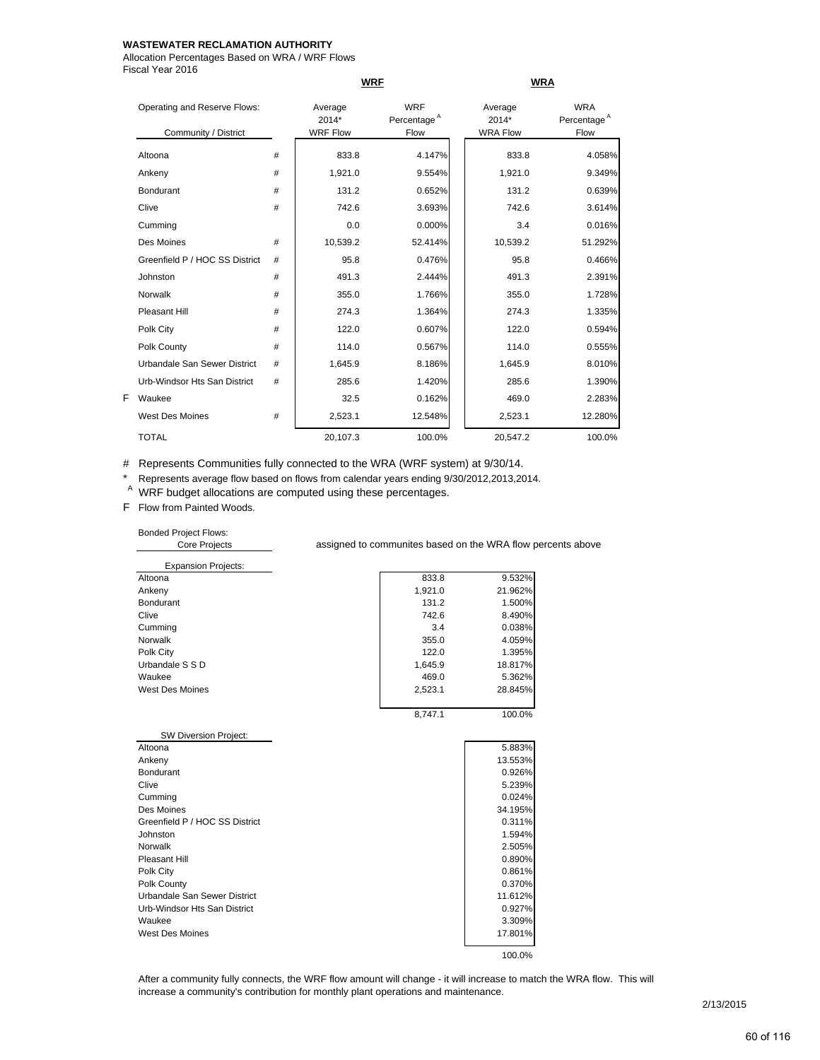**WASTEWATER RECLAMATION AUTHORITY**
Allocation Percentages Based on WRA / WRF Flows
Fiscal Year 2016

| | Operating and Reserve Flows: Community / District | | WRF Average 2014* WRF Flow | WRF Percentage [A] Flow | WRA Average 2014* WRA Flow | WRA Percentage [A] Flow |
|---|---|---|---|---|---|---|
| | Altoona | # | 833.8 | 4.147% | 833.8 | 4.058% |
| | Ankeny | # | 1,921.0 | 9.554% | 1,921.0 | 9.349% |
| | Bondurant | # | 131.2 | 0.652% | 131.2 | 0.639% |
| | Clive | # | 742.6 | 3.693% | 742.6 | 3.614% |
| | Cumming | | 0.0 | 0.000% | 3.4 | 0.016% |
| | Des Moines | # | 10,539.2 | 52.414% | 10,539.2 | 51.292% |
| | Greenfield P / HOC SS District | # | 95.8 | 0.476% | 95.8 | 0.466% |
| | Johnston | # | 491.3 | 2.444% | 491.3 | 2.391% |
| | Norwalk | # | 355.0 | 1.766% | 355.0 | 1.728% |
| | Pleasant Hill | # | 274.3 | 1.364% | 274.3 | 1.335% |
| | Polk City | # | 122.0 | 0.607% | 122.0 | 0.594% |
| | Polk County | # | 114.0 | 0.567% | 114.0 | 0.555% |
| | Urbandale San Sewer District | # | 1,645.9 | 8.186% | 1,645.9 | 8.010% |
| | Urb-Windsor Hts San District | # | 285.6 | 1.420% | 285.6 | 1.390% |
| F | Waukee | | 32.5 | 0.162% | 469.0 | 2.283% |
| | West Des Moines | # | 2,523.1 | 12.548% | 2,523.1 | 12.280% |
| | TOTAL | | 20,107.3 | 100.0% | 20,547.2 | 100.0% |

# Represents Communities fully connected to the WRA (WRF system) at 9/30/14.
* Represents average flow based on flows from calendar years ending 9/30/2012,2013,2014.
[A] WRF budget allocations are computed using these percentages.
F Flow from Painted Woods.

Bonded Project Flows:

Core Projects — assigned to communites based on the WRA flow percents above

| Expansion Projects: | | |
|---|---|---|
| Altoona | 833.8 | 9.532% |
| Ankeny | 1,921.0 | 21.962% |
| Bondurant | 131.2 | 1.500% |
| Clive | 742.6 | 8.490% |
| Cumming | 3.4 | 0.038% |
| Norwalk | 355.0 | 4.059% |
| Polk City | 122.0 | 1.395% |
| Urbandale S S D | 1,645.9 | 18.817% |
| Waukee | 469.0 | 5.362% |
| West Des Moines | 2,523.1 | 28.845% |
| | 8,747.1 | 100.0% |

| SW Diversion Project: | |
|---|---|
| Altoona | 5.883% |
| Ankeny | 13.553% |
| Bondurant | 0.926% |
| Clive | 5.239% |
| Cumming | 0.024% |
| Des Moines | 34.195% |
| Greenfield P / HOC SS District | 0.311% |
| Johnston | 1.594% |
| Norwalk | 2.505% |
| Pleasant Hill | 0.890% |
| Polk City | 0.861% |
| Polk County | 0.370% |
| Urbandale San Sewer District | 11.612% |
| Urb-Windsor Hts San District | 0.927% |
| Waukee | 3.309% |
| West Des Moines | 17.801% |
| | 100.0% |

After a community fully connects, the WRF flow amount will change - it will increase to match the WRA flow. This will increase a community's contribution for monthly plant operations and maintenance.

2/13/2015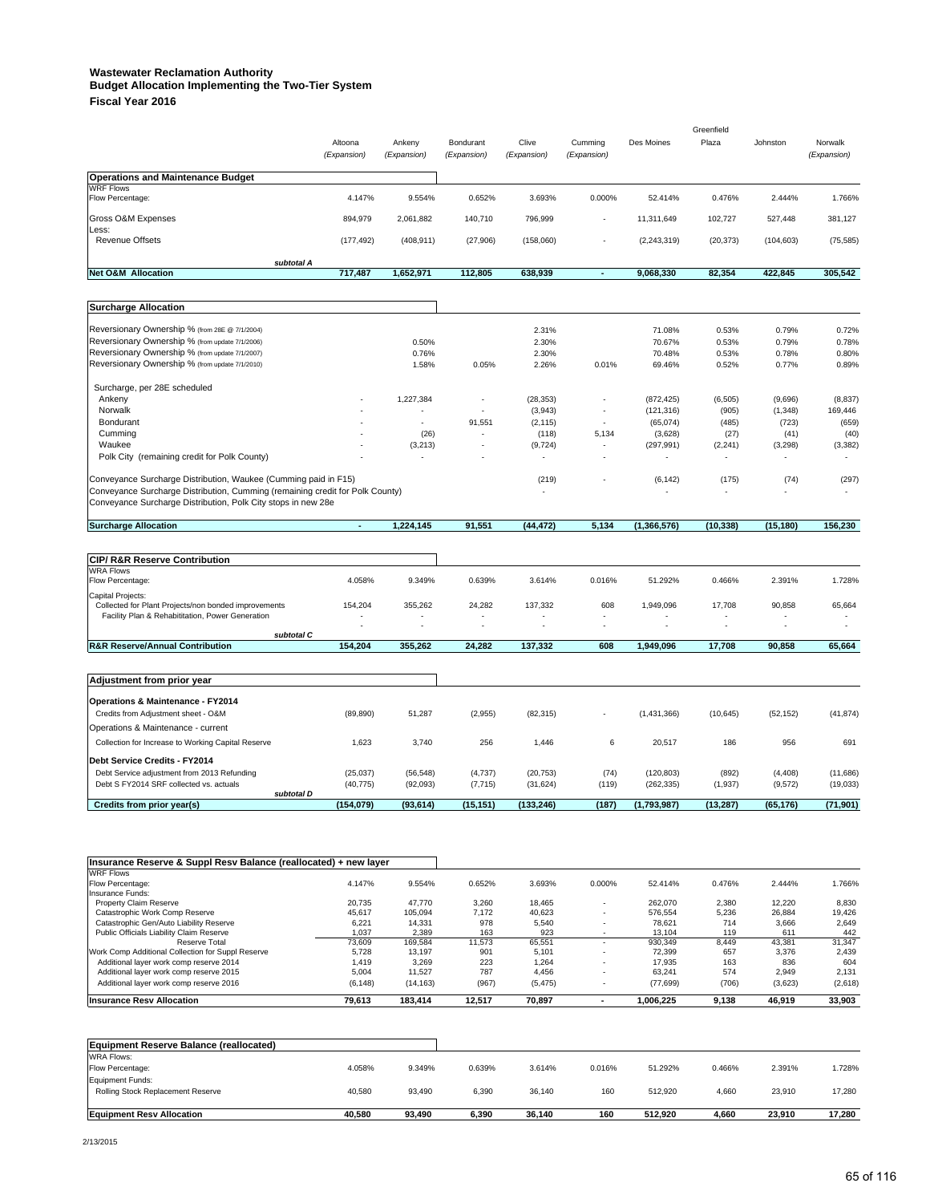**Wastewater Reclamation Authority**
**Budget Allocation Implementing the Two-Tier System**
**Fiscal Year 2016**

| | Altoona (Expansion) | Ankeny (Expansion) | Bondurant (Expansion) | Clive (Expansion) | Cumming (Expansion) | Des Moines | Greenfield Plaza | Johnston | Norwalk (Expansion) |
|---|---|---|---|---|---|---|---|---|---|
| **Operations and Maintenance Budget** | | | | | | | | | |
| WRF Flows | | | | | | | | | |
| Flow Percentage: | 4.147% | 9.554% | 0.652% | 3.693% | 0.000% | 52.414% | 0.476% | 2.444% | 1.766% |
| Gross O&M Expenses | 894,979 | 2,061,882 | 140,710 | 796,999 | - | 11,311,649 | 102,727 | 527,448 | 381,127 |
| Less: | | | | | | | | | |
| Revenue Offsets | (177,492) | (408,911) | (27,906) | (158,060) | - | (2,243,319) | (20,373) | (104,603) | (75,585) |
| *subtotal A* | | | | | | | | | |
| **Net O&M Allocation** | **717,487** | **1,652,971** | **112,805** | **638,939** | **-** | **9,068,330** | **82,354** | **422,845** | **305,542** |
| **Surcharge Allocation** | | | | | | | | | |
| Reversionary Ownership % (from 28E @ 7/1/2004) | | | | 2.31% | | 71.08% | 0.53% | 0.79% | 0.72% |
| Reversionary Ownership % (from update 7/1/2006) | | 0.50% | | 2.30% | | 70.67% | 0.53% | 0.79% | 0.78% |
| Reversionary Ownership % (from update 7/1/2007) | | 0.76% | | 2.30% | | 70.48% | 0.53% | 0.78% | 0.80% |
| Reversionary Ownership % (from update 7/1/2010) | | 1.58% | 0.05% | 2.26% | 0.01% | 69.46% | 0.52% | 0.77% | 0.89% |
| Surcharge, per 28E scheduled | | | | | | | | | |
| Ankeny | - | 1,227,384 | - | (28,353) | - | (872,425) | (6,505) | (9,696) | (8,837) |
| Norwalk | - | - | - | (3,943) | - | (121,316) | (905) | (1,348) | 169,446 |
| Bondurant | - | - | 91,551 | (2,115) | - | (65,074) | (485) | (723) | (659) |
| Cumming | - | (26) | - | (118) | 5,134 | (3,628) | (27) | (41) | (40) |
| Waukee | - | (3,213) | - | (9,724) | - | (297,991) | (2,241) | (3,298) | (3,382) |
| Polk City (remaining credit for Polk County) | - | - | - | - | - | - | - | - | - |
| Conveyance Surcharge Distribution, Waukee (Cumming paid in F15) | | | | (219) | - | (6,142) | (175) | (74) | (297) |
| Conveyance Surcharge Distribution, Cumming (remaining credit for Polk County) | | | | - | | - | - | - | - |
| Conveyance Surcharge Distribution, Polk City stops in new 28e | | | | | | | | | |
| **Surcharge Allocation** | **-** | **1,224,145** | **91,551** | **(44,472)** | **5,134** | **(1,366,576)** | **(10,338)** | **(15,180)** | **156,230** |
| **CIP/ R&R Reserve Contribution** | | | | | | | | | |
| WRA Flows | | | | | | | | | |
| Flow Percentage: | 4.058% | 9.349% | 0.639% | 3.614% | 0.016% | 51.292% | 0.466% | 2.391% | 1.728% |
| Capital Projects: | | | | | | | | | |
| Collected for Plant Projects/non bonded improvements | 154,204 | 355,262 | 24,282 | 137,332 | 608 | 1,949,096 | 17,708 | 90,858 | 65,664 |
| Facility Plan & Rehabilitation, Power Generation | - | - | - | - | - | - | - | - | - |
| *subtotal C* | - | - | - | - | - | - | - | - | - |
| **R&R Reserve/Annual Contribution** | **154,204** | **355,262** | **24,282** | **137,332** | **608** | **1,949,096** | **17,708** | **90,858** | **65,664** |
| **Adjustment from prior year** | | | | | | | | | |
| **Operations & Maintenance - FY2014** | | | | | | | | | |
| Credits from Adjustment sheet - O&M | (89,890) | 51,287 | (2,955) | (82,315) | - | (1,431,366) | (10,645) | (52,152) | (41,874) |
| Operations & Maintenance - current | | | | | | | | | |
| Collection for Increase to Working Capital Reserve | 1,623 | 3,740 | 256 | 1,446 | 6 | 20,517 | 186 | 956 | 691 |
| **Debt Service Credits - FY2014** | | | | | | | | | |
| Debt Service adjustment from 2013 Refunding | (25,037) | (56,548) | (4,737) | (20,753) | (74) | (120,803) | (892) | (4,408) | (11,686) |
| Debt S FY2014 SRF collected vs. actuals | (40,775) | (92,093) | (7,715) | (31,624) | (119) | (262,335) | (1,937) | (9,572) | (19,033) |
| *subtotal D* | | | | | | | | | |
| **Credits from prior year(s)** | **(154,079)** | **(93,614)** | **(15,151)** | **(133,246)** | **(187)** | **(1,793,987)** | **(13,287)** | **(65,176)** | **(71,901)** |
| **Insurance Reserve & Suppl Resv Balance (reallocated) + new layer** | | | | | | | | | |
| WRF Flows | | | | | | | | | |
| Flow Percentage: | 4.147% | 9.554% | 0.652% | 3.693% | 0.000% | 52.414% | 0.476% | 2.444% | 1.766% |
| Insurance Funds: | | | | | | | | | |
| Property Claim Reserve | 20,735 | 47,770 | 3,260 | 18,465 | - | 262,070 | 2,380 | 12,220 | 8,830 |
| Catastrophic Work Comp Reserve | 45,617 | 105,094 | 7,172 | 40,623 | - | 576,554 | 5,236 | 26,884 | 19,426 |
| Catastrophic Gen/Auto Liability Reserve | 6,221 | 14,331 | 978 | 5,540 | - | 78,621 | 714 | 3,666 | 2,649 |
| Public Officials Liability Claim Reserve | 1,037 | 2,389 | 163 | 923 | - | 13,104 | 119 | 611 | 442 |
| Reserve Total | 73,609 | 169,584 | 11,573 | 65,551 | - | 930,349 | 8,449 | 43,381 | 31,347 |
| Work Comp Additional Collection for Suppl Reserve | 5,728 | 13,197 | 901 | 5,101 | - | 72,399 | 657 | 3,376 | 2,439 |
| Additional layer work comp reserve 2014 | 1,419 | 3,269 | 223 | 1,264 | - | 17,935 | 163 | 836 | 604 |
| Additional layer work comp reserve 2015 | 5,004 | 11,527 | 787 | 4,456 | - | 63,241 | 574 | 2,949 | 2,131 |
| Additional layer work comp reserve 2016 | (6,148) | (14,163) | (967) | (5,475) | - | (77,699) | (706) | (3,623) | (2,618) |
| **Insurance Resv Allocation** | **79,613** | **183,414** | **12,517** | **70,897** | **-** | **1,006,225** | **9,138** | **46,919** | **33,903** |
| **Equipment Reserve Balance (reallocated)** | | | | | | | | | |
| WRA Flows: | | | | | | | | | |
| Flow Percentage: | 4.058% | 9.349% | 0.639% | 3.614% | 0.016% | 51.292% | 0.466% | 2.391% | 1.728% |
| Equipment Funds: | | | | | | | | | |
| Rolling Stock Replacement Reserve | 40,580 | 93,490 | 6,390 | 36,140 | 160 | 512,920 | 4,660 | 23,910 | 17,280 |
| **Equipment Resv Allocation** | **40,580** | **93,490** | **6,390** | **36,140** | **160** | **512,920** | **4,660** | **23,910** | **17,280** |

2/13/2015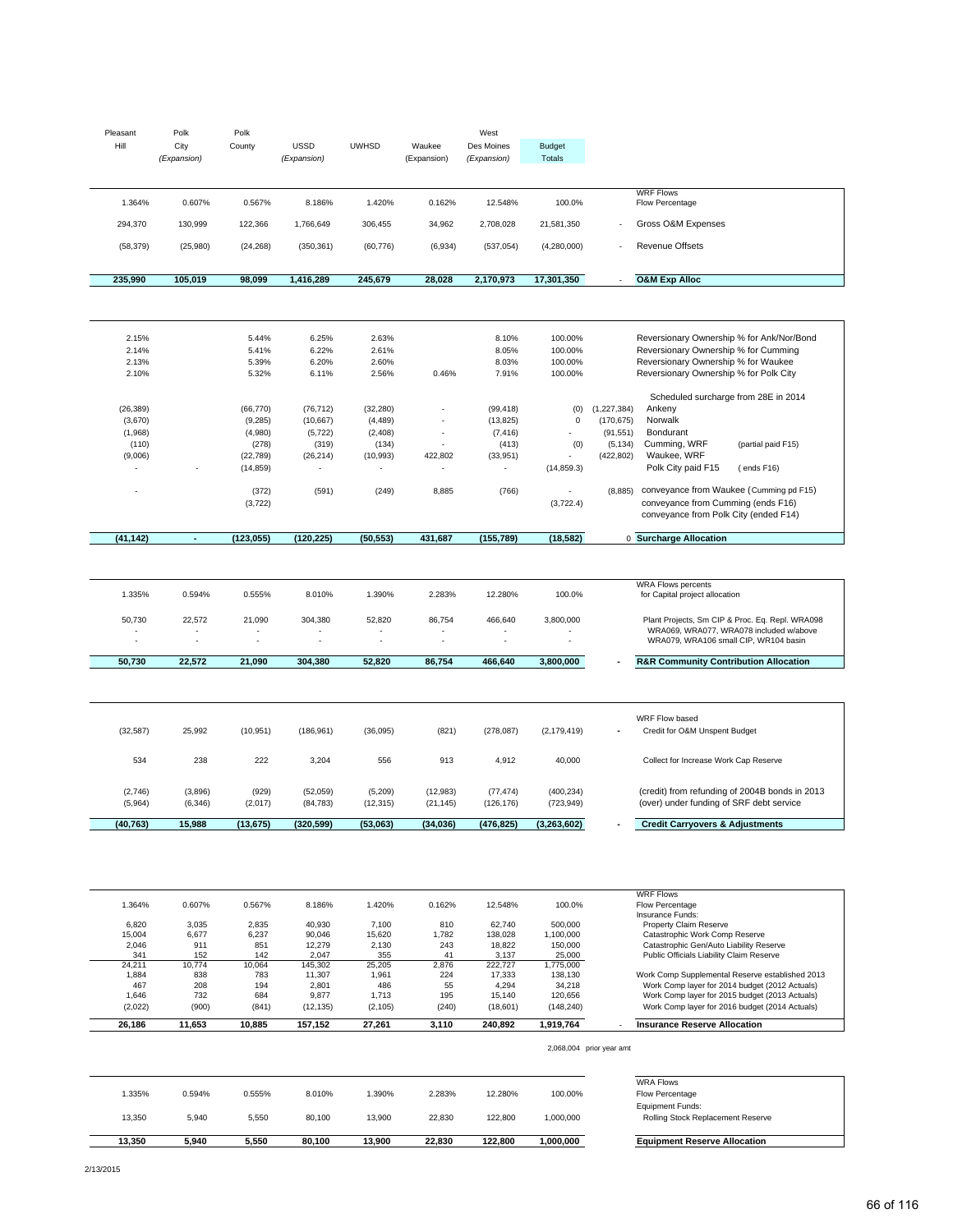| Pleasant Hill | Polk City *(Expansion)* | Polk County | USSD *(Expansion)* | UWHSD | Waukee (Expansion) | West Des Moines *(Expansion)* | Budget Totals | | |
|---|---|---|---|---|---|---|---|---|---|
| 1.364% | 0.607% | 0.567% | 8.186% | 1.420% | 0.162% | 12.548% | 100.0% | | WRF Flows<br>Flow Percentage |
| 294,370 | 130,999 | 122,366 | 1,766,649 | 306,455 | 34,962 | 2,708,028 | 21,581,350 | - | Gross O&M Expenses |
| (58,379) | (25,980) | (24,268) | (350,361) | (60,776) | (6,934) | (537,054) | (4,280,000) | - | Revenue Offsets |
| **235,990** | **105,019** | **98,099** | **1,416,289** | **245,679** | **28,028** | **2,170,973** | **17,301,350** | - | **O&M Exp Alloc** |

| Pleasant Hill | Polk City | Polk County | USSD | UWHSD | Waukee | West Des Moines | Budget Totals | | |
|---|---|---|---|---|---|---|---|---|---|
| 2.15% | | 5.44% | 6.25% | 2.63% | | 8.10% | 100.00% | | Reversionary Ownership % for Ank/Nor/Bond |
| 2.14% | | 5.41% | 6.22% | 2.61% | | 8.05% | 100.00% | | Reversionary Ownership % for Cumming |
| 2.13% | | 5.39% | 6.20% | 2.60% | | 8.03% | 100.00% | | Reversionary Ownership % for Waukee |
| 2.10% | | 5.32% | 6.11% | 2.56% | 0.46% | 7.91% | 100.00% | | Reversionary Ownership % for Polk City |
| | | | | | | | | | Scheduled surcharge from 28E in 2014 |
| (26,389) | | (66,770) | (76,712) | (32,280) | - | (99,418) | (0) | (1,227,384) | Ankeny |
| (3,670) | | (9,285) | (10,667) | (4,489) | - | (13,825) | 0 | (170,675) | Norwalk |
| (1,968) | | (4,980) | (5,722) | (2,408) | - | (7,416) | - | (91,551) | Bondurant |
| (110) | | (278) | (319) | (134) | - | (413) | (0) | (5,134) | Cumming, WRF (partial paid F15) |
| (9,006) | | (22,789) | (26,214) | (10,993) | 422,802 | (33,951) | - | (422,802) | Waukee, WRF |
| - | - | (14,859) | - | - | - | - | (14,859.3) | | Polk City paid F15 ( ends F16) |
| - | | (372) | (591) | (249) | 8,885 | (766) | - | (8,885) | conveyance from Waukee (Cumming pd F15) |
| | | (3,722) | | | | | (3,722.4) | | conveyance from Cumming (ends F16) |
| | | | | | | | | | conveyance from Polk City (ended F14) |
| **(41,142)** | **-** | **(123,055)** | **(120,225)** | **(50,553)** | **431,687** | **(155,789)** | **(18,582)** | 0 | **Surcharge Allocation** |

| Pleasant Hill | Polk City | Polk County | USSD | UWHSD | Waukee | West Des Moines | Budget Totals | | |
|---|---|---|---|---|---|---|---|---|---|
| 1.335% | 0.594% | 0.555% | 8.010% | 1.390% | 2.283% | 12.280% | 100.0% | | WRA Flows percents<br>for Capital project allocation |
| 50,730 | 22,572 | 21,090 | 304,380 | 52,820 | 86,754 | 466,640 | 3,800,000 | | Plant Projects, Sm CIP & Proc. Eq. Repl. WRA098 |
| - | - | - | - | - | - | - | - | | WRA069, WRA077, WRA078 included w/above |
| - | - | - | - | - | - | - | - | | WRA079, WRA106 small CIP, WR104 basin |
| **50,730** | **22,572** | **21,090** | **304,380** | **52,820** | **86,754** | **466,640** | **3,800,000** | **-** | **R&R Community Contribution Allocation** |

| Pleasant Hill | Polk City | Polk County | USSD | UWHSD | Waukee | West Des Moines | Budget Totals | | |
|---|---|---|---|---|---|---|---|---|---|
| | | | | | | | | | WRF Flow based |
| (32,587) | 25,992 | (10,951) | (186,961) | (36,095) | (821) | (278,087) | (2,179,419) | - | Credit for O&M Unspent Budget |
| 534 | 238 | 222 | 3,204 | 556 | 913 | 4,912 | 40,000 | | Collect for Increase Work Cap Reserve |
| (2,746) | (3,896) | (929) | (52,059) | (5,209) | (12,983) | (77,474) | (400,234) | | (credit) from refunding of 2004B bonds in 2013 |
| (5,964) | (6,346) | (2,017) | (84,783) | (12,315) | (21,145) | (126,176) | (723,949) | | (over) under funding of SRF debt service |
| **(40,763)** | **15,988** | **(13,675)** | **(320,599)** | **(53,063)** | **(34,036)** | **(476,825)** | **(3,263,602)** | **-** | **Credit Carryovers & Adjustments** |

| Pleasant Hill | Polk City | Polk County | USSD | UWHSD | Waukee | West Des Moines | Budget Totals | | |
|---|---|---|---|---|---|---|---|---|---|
| 1.364% | 0.607% | 0.567% | 8.186% | 1.420% | 0.162% | 12.548% | 100.0% | | WRF Flows<br>Flow Percentage<br>Insurance Funds: |
| 6,820 | 3,035 | 2,835 | 40,930 | 7,100 | 810 | 62,740 | 500,000 | | Property Claim Reserve |
| 15,004 | 6,677 | 6,237 | 90,046 | 15,620 | 1,782 | 138,028 | 1,100,000 | | Catastrophic Work Comp Reserve |
| 2,046 | 911 | 851 | 12,279 | 2,130 | 243 | 18,822 | 150,000 | | Catastrophic Gen/Auto Liability Reserve |
| 341 | 152 | 142 | 2,047 | 355 | 41 | 3,137 | 25,000 | | Public Officials Liability Claim Reserve |
| 24,211 | 10,774 | 10,064 | 145,302 | 25,205 | 2,876 | 222,727 | 1,775,000 | | |
| 1,884 | 838 | 783 | 11,307 | 1,961 | 224 | 17,333 | 138,130 | | Work Comp Supplemental Reserve established 2013 |
| 467 | 208 | 194 | 2,801 | 486 | 55 | 4,294 | 34,218 | | Work Comp layer for 2014 budget (2012 Actuals) |
| 1,646 | 732 | 684 | 9,877 | 1,713 | 195 | 15,140 | 120,656 | | Work Comp layer for 2015 budget (2013 Actuals) |
| (2,022) | (900) | (841) | (12,135) | (2,105) | (240) | (18,601) | (148,240) | | Work Comp layer for 2016 budget (2014 Actuals) |
| **26,186** | **11,653** | **10,885** | **157,152** | **27,261** | **3,110** | **240,892** | **1,919,764** | - | **Insurance Reserve Allocation** |
| | | | | | | | 2,068,004 | | prior year amt |

| Pleasant Hill | Polk City | Polk County | USSD | UWHSD | Waukee | West Des Moines | Budget Totals | |
|---|---|---|---|---|---|---|---|---|
| 1.335% | 0.594% | 0.555% | 8.010% | 1.390% | 2.283% | 12.280% | 100.00% | WRA Flows<br>Flow Percentage<br>Equipment Funds: |
| 13,350 | 5,940 | 5,550 | 80,100 | 13,900 | 22,830 | 122,800 | 1,000,000 | Rolling Stock Replacement Reserve |
| **13,350** | **5,940** | **5,550** | **80,100** | **13,900** | **22,830** | **122,800** | **1,000,000** | **Equipment Reserve Allocation** |

2/13/2015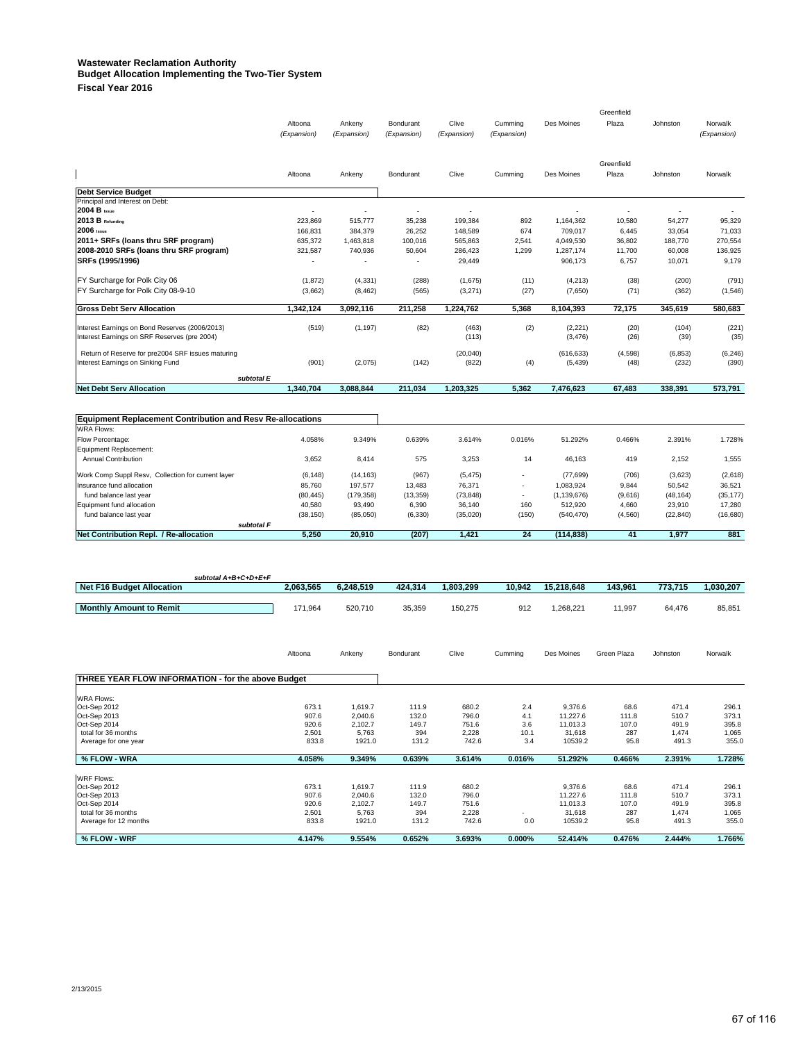**Wastewater Reclamation Authority**
**Budget Allocation Implementing the Two-Tier System**
**Fiscal Year 2016**

| | Altoona (Expansion) | Ankeny (Expansion) | Bondurant (Expansion) | Clive (Expansion) | Cumming (Expansion) | Des Moines | Greenfield Plaza | Johnston | Norwalk (Expansion) |
|---|---|---|---|---|---|---|---|---|---|
| | Altoona | Ankeny | Bondurant | Clive | Cumming | Des Moines | Greenfield Plaza | Johnston | Norwalk |
| **Debt Service Budget** | | | | | | | | | |
| Principal and Interest on Debt: | | | | | | | | | |
| **2004 B** Issue | - | - | - | - | | - | - | - | - |
| **2013 B** Refunding | 223,869 | 515,777 | 35,238 | 199,384 | 892 | 1,164,362 | 10,580 | 54,277 | 95,329 |
| **2006** Issue | 166,831 | 384,379 | 26,252 | 148,589 | 674 | 709,017 | 6,445 | 33,054 | 71,033 |
| **2011+ SRFs (loans thru SRF program)** | 635,372 | 1,463,818 | 100,016 | 565,863 | 2,541 | 4,049,530 | 36,802 | 188,770 | 270,554 |
| **2008-2010 SRFs (loans thru SRF program)** | 321,587 | 740,936 | 50,604 | 286,423 | 1,299 | 1,287,174 | 11,700 | 60,008 | 136,925 |
| **SRFs (1995/1996)** | - | - | - | 29,449 | | 906,173 | 6,757 | 10,071 | 9,179 |
| FY Surcharge for Polk City 06 | (1,872) | (4,331) | (288) | (1,675) | (11) | (4,213) | (38) | (200) | (791) |
| FY Surcharge for Polk City 08-9-10 | (3,662) | (8,462) | (565) | (3,271) | (27) | (7,650) | (71) | (362) | (1,546) |
| **Gross Debt Serv Allocation** | **1,342,124** | **3,092,116** | **211,258** | **1,224,762** | **5,368** | **8,104,393** | **72,175** | **345,619** | **580,683** |
| Interest Earnings on Bond Reserves (2006/2013) | (519) | (1,197) | (82) | (463) | (2) | (2,221) | (20) | (104) | (221) |
| Interest Earnings on SRF Reserves (pre 2004) | | | | (113) | | (3,476) | (26) | (39) | (35) |
| Return of Reserve for pre2004 SRF issues maturing | | | | (20,040) | | (616,633) | (4,598) | (6,853) | (6,246) |
| Interest Earnings on Sinking Fund | (901) | (2,075) | (142) | (822) | (4) | (5,439) | (48) | (232) | (390) |
| *subtotal E* | | | | | | | | | |
| **Net Debt Serv Allocation** | **1,340,704** | **3,088,844** | **211,034** | **1,203,325** | **5,362** | **7,476,623** | **67,483** | **338,391** | **573,791** |

| **Equipment Replacement Contribution and Resv Re-allocations** | Altoona | Ankeny | Bondurant | Clive | Cumming | Des Moines | Greenfield Plaza | Johnston | Norwalk |
|---|---|---|---|---|---|---|---|---|---|
| WRA Flows: | | | | | | | | | |
| Flow Percentage: | 4.058% | 9.349% | 0.639% | 3.614% | 0.016% | 51.292% | 0.466% | 2.391% | 1.728% |
| Equipment Replacement: | | | | | | | | | |
| Annual Contribution | 3,652 | 8,414 | 575 | 3,253 | 14 | 46,163 | 419 | 2,152 | 1,555 |
| Work Comp Suppl Resv, Collection for current layer | (6,148) | (14,163) | (967) | (5,475) | - | (77,699) | (706) | (3,623) | (2,618) |
| Insurance fund allocation | 85,760 | 197,577 | 13,483 | 76,371 | - | 1,083,924 | 9,844 | 50,542 | 36,521 |
| fund balance last year | (80,445) | (179,358) | (13,359) | (73,848) | - | (1,139,676) | (9,616) | (48,164) | (35,177) |
| Equipment fund allocation | 40,580 | 93,490 | 6,390 | 36,140 | 160 | 512,920 | 4,660 | 23,910 | 17,280 |
| fund balance last year | (38,150) | (85,050) | (6,330) | (35,020) | (150) | (540,470) | (4,560) | (22,840) | (16,680) |
| *subtotal F* | | | | | | | | | |
| **Net Contribution Repl. / Re-allocation** | **5,250** | **20,910** | **(207)** | **1,421** | **24** | **(114,838)** | **41** | **1,977** | **881** |

| *subtotal A+B+C+D+E+F* | Altoona | Ankeny | Bondurant | Clive | Cumming | Des Moines | Greenfield Plaza | Johnston | Norwalk |
|---|---|---|---|---|---|---|---|---|---|
| **Net F16 Budget Allocation** | **2,063,565** | **6,248,519** | **424,314** | **1,803,299** | **10,942** | **15,218,648** | **143,961** | **773,715** | **1,030,207** |
| **Monthly Amount to Remit** | 171,964 | 520,710 | 35,359 | 150,275 | 912 | 1,268,221 | 11,997 | 64,476 | 85,851 |

| **THREE YEAR FLOW INFORMATION - for the above Budget** | Altoona | Ankeny | Bondurant | Clive | Cumming | Des Moines | Green Plaza | Johnston | Norwalk |
|---|---|---|---|---|---|---|---|---|---|
| WRA Flows: | | | | | | | | | |
| Oct-Sep 2012 | 673.1 | 1,619.7 | 111.9 | 680.2 | 2.4 | 9,376.6 | 68.6 | 471.4 | 296.1 |
| Oct-Sep 2013 | 907.6 | 2,040.6 | 132.0 | 796.0 | 4.1 | 11,227.6 | 111.8 | 510.7 | 373.1 |
| Oct-Sep 2014 | 920.6 | 2,102.7 | 149.7 | 751.6 | 3.6 | 11,013.3 | 107.0 | 491.9 | 395.8 |
| total for 36 months | 2,501 | 5,763 | 394 | 2,228 | 10.1 | 31,618 | 287 | 1,474 | 1,065 |
| Average for one year | 833.8 | 1921.0 | 131.2 | 742.6 | 3.4 | 10539.2 | 95.8 | 491.3 | 355.0 |
| **% FLOW - WRA** | **4.058%** | **9.349%** | **0.639%** | **3.614%** | **0.016%** | **51.292%** | **0.466%** | **2.391%** | **1.728%** |
| WRF Flows: | | | | | | | | | |
| Oct-Sep 2012 | 673.1 | 1,619.7 | 111.9 | 680.2 | | 9,376.6 | 68.6 | 471.4 | 296.1 |
| Oct-Sep 2013 | 907.6 | 2,040.6 | 132.0 | 796.0 | | 11,227.6 | 111.8 | 510.7 | 373.1 |
| Oct-Sep 2014 | 920.6 | 2,102.7 | 149.7 | 751.6 | | 11,013.3 | 107.0 | 491.9 | 395.8 |
| total for 36 months | 2,501 | 5,763 | 394 | 2,228 | - | 31,618 | 287 | 1,474 | 1,065 |
| Average for 12 months | 833.8 | 1921.0 | 131.2 | 742.6 | 0.0 | 10539.2 | 95.8 | 491.3 | 355.0 |
| **% FLOW - WRF** | **4.147%** | **9.554%** | **0.652%** | **3.693%** | **0.000%** | **52.414%** | **0.476%** | **2.444%** | **1.766%** |

2/13/2015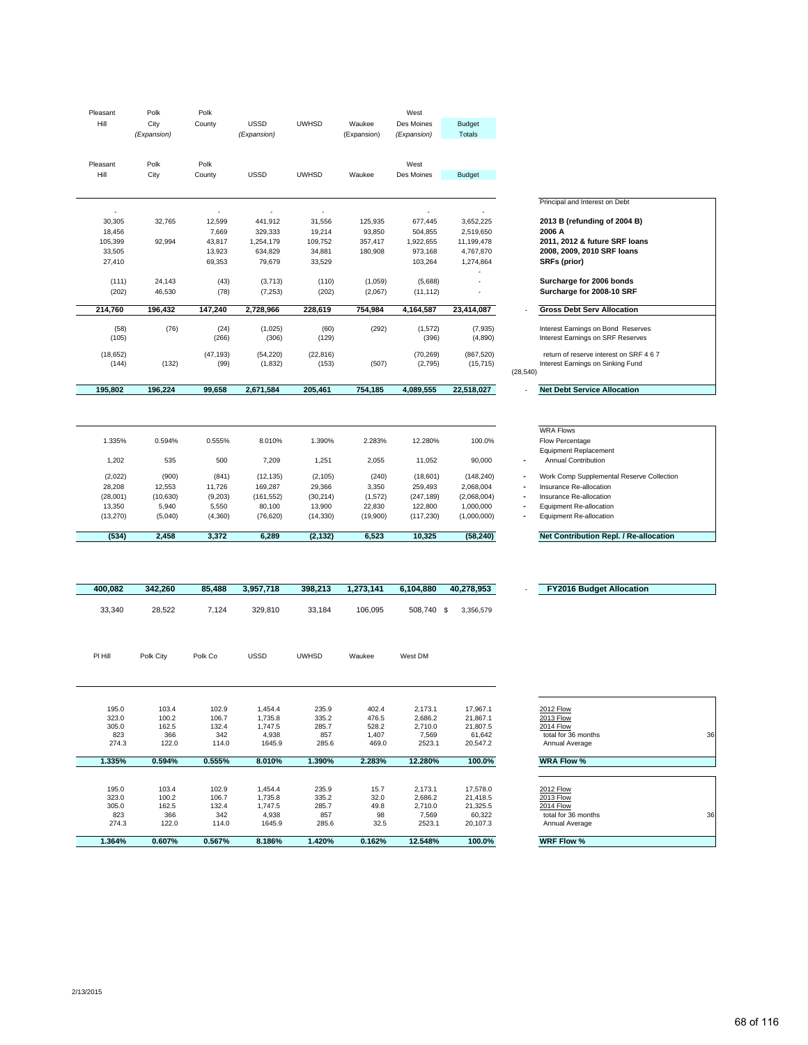| Pleasant Hill | Polk City (Expansion) | Polk County | USSD (Expansion) | UWHSD | Waukee (Expansion) | West Des Moines (Expansion) | Budget Totals | | |
|---|---|---|---|---|---|---|---|---|---|
| Pleasant Hill | Polk City | Polk County | USSD | UWHSD | Waukee | West Des Moines | Budget | | |
| | | | | | | | | | Principal and Interest on Debt |
| - | | - | - | - | | - | - | | |
| 30,305 | 32,765 | 12,599 | 441,912 | 31,556 | 125,935 | 677,445 | 3,652,225 | | **2013 B (refunding of 2004 B)** |
| 18,456 | | 7,669 | 329,333 | 19,214 | 93,850 | 504,855 | 2,519,650 | | **2006 A** |
| 105,399 | 92,994 | 43,817 | 1,254,179 | 109,752 | 357,417 | 1,922,655 | 11,199,478 | | **2011, 2012 & future SRF loans** |
| 33,505 | | 13,923 | 634,829 | 34,881 | 180,908 | 973,168 | 4,767,870 | | **2008, 2009, 2010 SRF loans** |
| 27,410 | | 69,353 | 79,679 | 33,529 | | 103,264 | 1,274,864 | | **SRFs (prior)** |
| | | | | | | | - | | |
| (111) | 24,143 | (43) | (3,713) | (110) | (1,059) | (5,688) | - | | **Surcharge for 2006 bonds** |
| (202) | 46,530 | (78) | (7,253) | (202) | (2,067) | (11,112) | - | | **Surcharge for 2008-10 SRF** |
| **214,760** | **196,432** | **147,240** | **2,728,966** | **228,619** | **754,984** | **4,164,587** | **23,414,087** | - | **Gross Debt Serv Allocation** |
| (58) | (76) | (24) | (1,025) | (60) | (292) | (1,572) | (7,935) | | Interest Earnings on Bond Reserves |
| (105) | | (266) | (306) | (129) | | (396) | (4,890) | | Interest Earnings on SRF Reserves |
| (18,652) | | (47,193) | (54,220) | (22,816) | | (70,269) | (867,520) | | return of reserve interest on SRF 4 6 7 |
| (144) | (132) | (99) | (1,832) | (153) | (507) | (2,795) | (15,715) | | Interest Earnings on Sinking Fund |
| | | | | | | | | (28,540) | |
| **195,802** | **196,224** | **99,658** | **2,671,584** | **205,461** | **754,185** | **4,089,555** | **22,518,027** | - | **Net Debt Service Allocation** |
| | | | | | | | | | WRA Flows |
| 1.335% | 0.594% | 0.555% | 8.010% | 1.390% | 2.283% | 12.280% | 100.0% | | Flow Percentage |
| | | | | | | | | | Equipment Replacement |
| 1,202 | 535 | 500 | 7,209 | 1,251 | 2,055 | 11,052 | 90,000 | - | Annual Contribution |
| (2,022) | (900) | (841) | (12,135) | (2,105) | (240) | (18,601) | (148,240) | - | Work Comp Supplemental Reserve Collection |
| 28,208 | 12,553 | 11,726 | 169,287 | 29,366 | 3,350 | 259,493 | 2,068,004 | - | Insurance Re-allocation |
| (28,001) | (10,630) | (9,203) | (161,552) | (30,214) | (1,572) | (247,189) | (2,068,004) | - | Insurance Re-allocation |
| 13,350 | 5,940 | 5,550 | 80,100 | 13,900 | 22,830 | 122,800 | 1,000,000 | - | Equipment Re-allocation |
| (13,270) | (5,040) | (4,360) | (76,620) | (14,330) | (19,900) | (117,230) | (1,000,000) | - | Equipment Re-allocation |
| **(534)** | **2,458** | **3,372** | **6,289** | **(2,132)** | **6,523** | **10,325** | **(58,240)** | | **Net Contribution Repl. / Re-allocation** |
| **400,082** | **342,260** | **85,488** | **3,957,718** | **398,213** | **1,273,141** | **6,104,880** | **40,278,953** | - | **FY2016 Budget Allocation** |
| 33,340 | 28,522 | 7,124 | 329,810 | 33,184 | 106,095 | 508,740 | $ 3,356,579 | | |

| Pl Hill | Polk City | Polk Co | USSD | UWHSD | Waukee | West DM | | | |
|---|---|---|---|---|---|---|---|---|---|
| 195.0 | 103.4 | 102.9 | 1,454.4 | 235.9 | 402.4 | 2,173.1 | 17,967.1 | 2012 Flow | |
| 323.0 | 100.2 | 106.7 | 1,735.8 | 335.2 | 476.5 | 2,686.2 | 21,867.1 | 2013 Flow | |
| 305.0 | 162.5 | 132.4 | 1,747.5 | 285.7 | 528.2 | 2,710.0 | 21,807.5 | 2014 Flow | |
| 823 | 366 | 342 | 4,938 | 857 | 1,407 | 7,569 | 61,642 | total for 36 months | 36 |
| 274.3 | 122.0 | 114.0 | 1645.9 | 285.6 | 469.0 | 2523.1 | 20,547.2 | Annual Average | |
| **1.335%** | **0.594%** | **0.555%** | **8.010%** | **1.390%** | **2.283%** | **12.280%** | **100.0%** | **WRA Flow %** | |
| 195.0 | 103.4 | 102.9 | 1,454.4 | 235.9 | 15.7 | 2,173.1 | 17,578.0 | 2012 Flow | |
| 323.0 | 100.2 | 106.7 | 1,735.8 | 335.2 | 32.0 | 2,686.2 | 21,418.5 | 2013 Flow | |
| 305.0 | 162.5 | 132.4 | 1,747.5 | 285.7 | 49.8 | 2,710.0 | 21,325.5 | 2014 Flow | |
| 823 | 366 | 342 | 4,938 | 857 | 98 | 7,569 | 60,322 | total for 36 months | 36 |
| 274.3 | 122.0 | 114.0 | 1645.9 | 285.6 | 32.5 | 2523.1 | 20,107.3 | Annual Average | |
| **1.364%** | **0.607%** | **0.567%** | **8.186%** | **1.420%** | **0.162%** | **12.548%** | **100.0%** | **WRF Flow %** | |

2/13/2015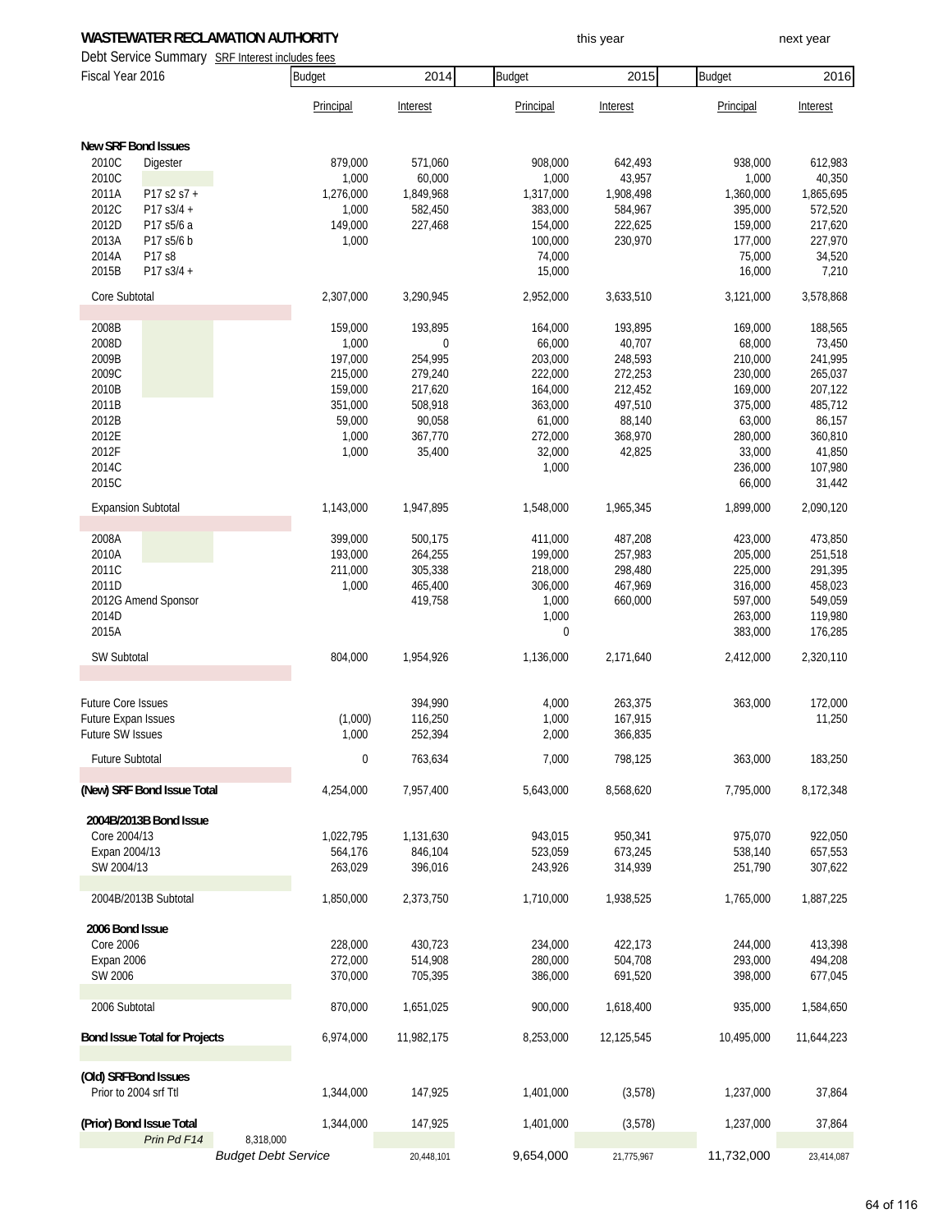**WASTEWATER RECLAMATION AUTHORITY**

Debt Service Summary SRF Interest includes fees

Fiscal Year 2016

| | | this year | | next year | | | |
|---|---|---|---|---|---|---|---|
| | | Budget 2014 | | Budget 2015 | | Budget 2016 | |
| | | Principal | Interest | Principal | Interest | Principal | Interest |
| **New SRF Bond Issues** | | | | | | | |
| 2010C | Digester | 879,000 | 571,060 | 908,000 | 642,493 | 938,000 | 612,983 |
| 2010C | | 1,000 | 60,000 | 1,000 | 43,957 | 1,000 | 40,350 |
| 2011A | P17 s2 s7 + | 1,276,000 | 1,849,968 | 1,317,000 | 1,908,498 | 1,360,000 | 1,865,695 |
| 2012C | P17 s3/4 + | 1,000 | 582,450 | 383,000 | 584,967 | 395,000 | 572,520 |
| 2012D | P17 s5/6 a | 149,000 | 227,468 | 154,000 | 222,625 | 159,000 | 217,620 |
| 2013A | P17 s5/6 b | 1,000 | | 100,000 | 230,970 | 177,000 | 227,970 |
| 2014A | P17 s8 | | | 74,000 | | 75,000 | 34,520 |
| 2015B | P17 s3/4 + | | | 15,000 | | 16,000 | 7,210 |
| Core Subtotal | | 2,307,000 | 3,290,945 | 2,952,000 | 3,633,510 | 3,121,000 | 3,578,868 |
| 2008B | | 159,000 | 193,895 | 164,000 | 193,895 | 169,000 | 188,565 |
| 2008D | | 1,000 | 0 | 66,000 | 40,707 | 68,000 | 73,450 |
| 2009B | | 197,000 | 254,995 | 203,000 | 248,593 | 210,000 | 241,995 |
| 2009C | | 215,000 | 279,240 | 222,000 | 272,253 | 230,000 | 265,037 |
| 2010B | | 159,000 | 217,620 | 164,000 | 212,452 | 169,000 | 207,122 |
| 2011B | | 351,000 | 508,918 | 363,000 | 497,510 | 375,000 | 485,712 |
| 2012B | | 59,000 | 90,058 | 61,000 | 88,140 | 63,000 | 86,157 |
| 2012E | | 1,000 | 367,770 | 272,000 | 368,970 | 280,000 | 360,810 |
| 2012F | | 1,000 | 35,400 | 32,000 | 42,825 | 33,000 | 41,850 |
| 2014C | | | | 1,000 | | 236,000 | 107,980 |
| 2015C | | | | | | 66,000 | 31,442 |
| Expansion Subtotal | | 1,143,000 | 1,947,895 | 1,548,000 | 1,965,345 | 1,899,000 | 2,090,120 |
| 2008A | | 399,000 | 500,175 | 411,000 | 487,208 | 423,000 | 473,850 |
| 2010A | | 193,000 | 264,255 | 199,000 | 257,983 | 205,000 | 251,518 |
| 2011C | | 211,000 | 305,338 | 218,000 | 298,480 | 225,000 | 291,395 |
| 2011D | | 1,000 | 465,400 | 306,000 | 467,969 | 316,000 | 458,023 |
| 2012G Amend Sponsor | | | 419,758 | 1,000 | 660,000 | 597,000 | 549,059 |
| 2014D | | | | 1,000 | | 263,000 | 119,980 |
| 2015A | | | | 0 | | 383,000 | 176,285 |
| SW Subtotal | | 804,000 | 1,954,926 | 1,136,000 | 2,171,640 | 2,412,000 | 2,320,110 |
| Future Core Issues | | | 394,990 | 4,000 | 263,375 | 363,000 | 172,000 |
| Future Expan Issues | | (1,000) | 116,250 | 1,000 | 167,915 | | 11,250 |
| Future SW Issues | | 1,000 | 252,394 | 2,000 | 366,835 | | |
| Future Subtotal | | 0 | 763,634 | 7,000 | 798,125 | 363,000 | 183,250 |
| **(New) SRF Bond Issue Total** | | 4,254,000 | 7,957,400 | 5,643,000 | 8,568,620 | 7,795,000 | 8,172,348 |
| **2004B/2013B Bond Issue** | | | | | | | |
| Core 2004/13 | | 1,022,795 | 1,131,630 | 943,015 | 950,341 | 975,070 | 922,050 |
| Expan 2004/13 | | 564,176 | 846,104 | 523,059 | 673,245 | 538,140 | 657,553 |
| SW 2004/13 | | 263,029 | 396,016 | 243,926 | 314,939 | 251,790 | 307,622 |
| 2004B/2013B Subtotal | | 1,850,000 | 2,373,750 | 1,710,000 | 1,938,525 | 1,765,000 | 1,887,225 |
| **2006 Bond Issue** | | | | | | | |
| Core 2006 | | 228,000 | 430,723 | 234,000 | 422,173 | 244,000 | 413,398 |
| Expan 2006 | | 272,000 | 514,908 | 280,000 | 504,708 | 293,000 | 494,208 |
| SW 2006 | | 370,000 | 705,395 | 386,000 | 691,520 | 398,000 | 677,045 |
| 2006 Subtotal | | 870,000 | 1,651,025 | 900,000 | 1,618,400 | 935,000 | 1,584,650 |
| **Bond Issue Total for Projects** | | 6,974,000 | 11,982,175 | 8,253,000 | 12,125,545 | 10,495,000 | 11,644,223 |
| **(Old) SRF Bond Issues** | | | | | | | |
| Prior to 2004 srf Ttl | | 1,344,000 | 147,925 | 1,401,000 | (3,578) | 1,237,000 | 37,864 |
| **(Prior) Bond Issue Total** | | 1,344,000 | 147,925 | 1,401,000 | (3,578) | 1,237,000 | 37,864 |
| *Prin Pd F14* | 8,318,000 | | | | | | |
| *Budget Debt Service* | | | 20,448,101 | 9,654,000 | 21,775,967 | 11,732,000 | 23,414,087 |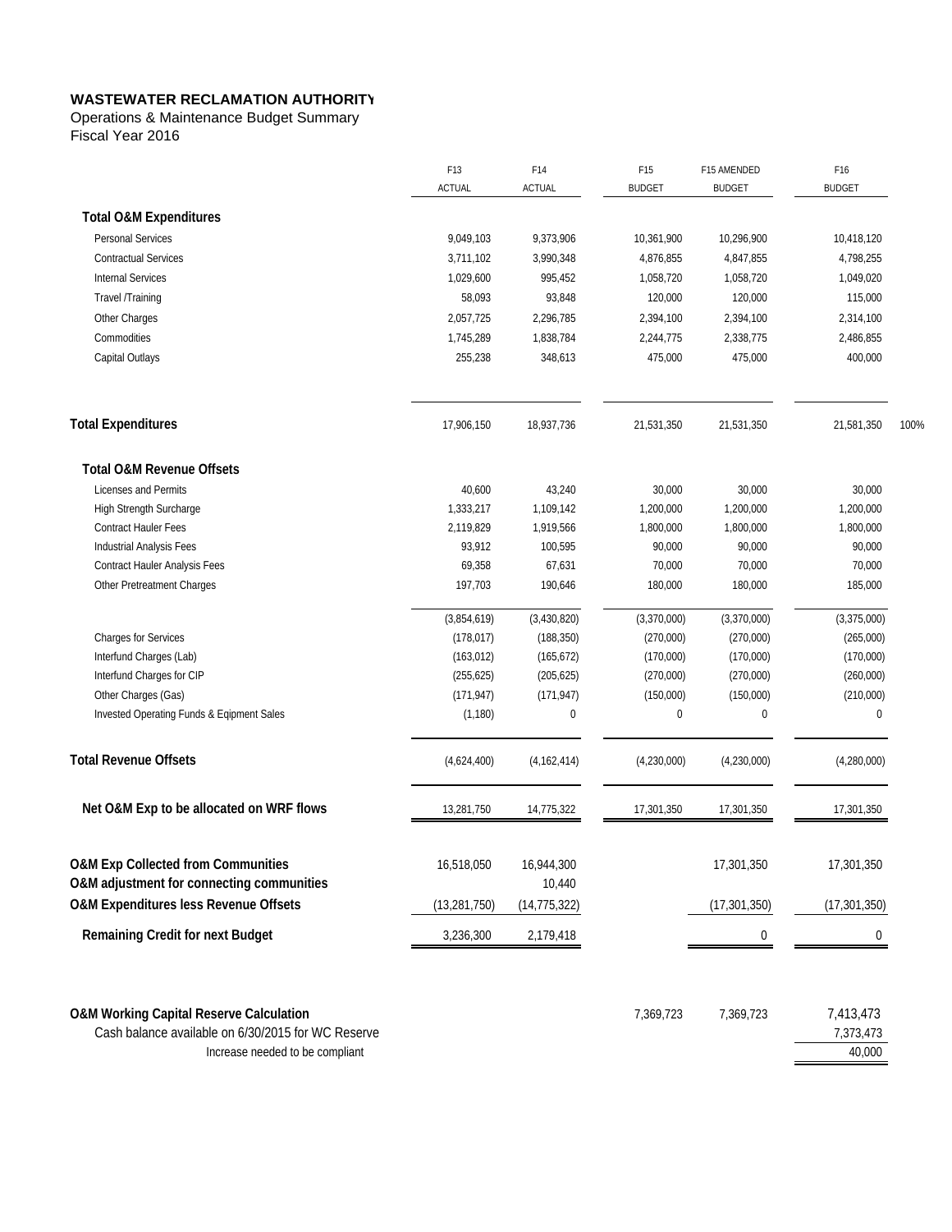**WASTEWATER RECLAMATION AUTHORITY**

Operations & Maintenance Budget Summary

Fiscal Year 2016

| | F13 ACTUAL | F14 ACTUAL | F15 BUDGET | F15 AMENDED BUDGET | F16 BUDGET | |
|---|---|---|---|---|---|---|
| **Total O&M Expenditures** | | | | | | |
| Personal Services | 9,049,103 | 9,373,906 | 10,361,900 | 10,296,900 | 10,418,120 | |
| Contractual Services | 3,711,102 | 3,990,348 | 4,876,855 | 4,847,855 | 4,798,255 | |
| Internal Services | 1,029,600 | 995,452 | 1,058,720 | 1,058,720 | 1,049,020 | |
| Travel /Training | 58,093 | 93,848 | 120,000 | 120,000 | 115,000 | |
| Other Charges | 2,057,725 | 2,296,785 | 2,394,100 | 2,394,100 | 2,314,100 | |
| Commodities | 1,745,289 | 1,838,784 | 2,244,775 | 2,338,775 | 2,486,855 | |
| Capital Outlays | 255,238 | 348,613 | 475,000 | 475,000 | 400,000 | |
| **Total Expenditures** | 17,906,150 | 18,937,736 | 21,531,350 | 21,531,350 | 21,581,350 | 100% |
| **Total O&M Revenue Offsets** | | | | | | |
| Licenses and Permits | 40,600 | 43,240 | 30,000 | 30,000 | 30,000 | |
| High Strength Surcharge | 1,333,217 | 1,109,142 | 1,200,000 | 1,200,000 | 1,200,000 | |
| Contract Hauler Fees | 2,119,829 | 1,919,566 | 1,800,000 | 1,800,000 | 1,800,000 | |
| Industrial Analysis Fees | 93,912 | 100,595 | 90,000 | 90,000 | 90,000 | |
| Contract Hauler Analysis Fees | 69,358 | 67,631 | 70,000 | 70,000 | 70,000 | |
| Other Pretreatment Charges | 197,703 | 190,646 | 180,000 | 180,000 | 185,000 | |
| | (3,854,619) | (3,430,820) | (3,370,000) | (3,370,000) | (3,375,000) | |
| Charges for Services | (178,017) | (188,350) | (270,000) | (270,000) | (265,000) | |
| Interfund Charges (Lab) | (163,012) | (165,672) | (170,000) | (170,000) | (170,000) | |
| Interfund Charges for CIP | (255,625) | (205,625) | (270,000) | (270,000) | (260,000) | |
| Other Charges (Gas) | (171,947) | (171,947) | (150,000) | (150,000) | (210,000) | |
| Invested Operating Funds & Eqipment Sales | (1,180) | 0 | 0 | 0 | 0 | |
| **Total Revenue Offsets** | (4,624,400) | (4,162,414) | (4,230,000) | (4,230,000) | (4,280,000) | |
| **Net O&M Exp to be allocated on WRF flows** | 13,281,750 | 14,775,322 | 17,301,350 | 17,301,350 | 17,301,350 | |
| **O&M Exp Collected from Communities** | 16,518,050 | 16,944,300 | | 17,301,350 | 17,301,350 | |
| **O&M adjustment for connecting communities** | | 10,440 | | | | |
| **O&M Expenditures less Revenue Offsets** | (13,281,750) | (14,775,322) | | (17,301,350) | (17,301,350) | |
| **Remaining Credit for next Budget** | 3,236,300 | 2,179,418 | | 0 | 0 | |
| **O&M Working Capital Reserve Calculation** | | | 7,369,723 | 7,369,723 | 7,413,473 | |
| Cash balance available on 6/30/2015 for WC Reserve | | | | | 7,373,473 | |
| Increase needed to be compliant | | | | | 40,000 | |